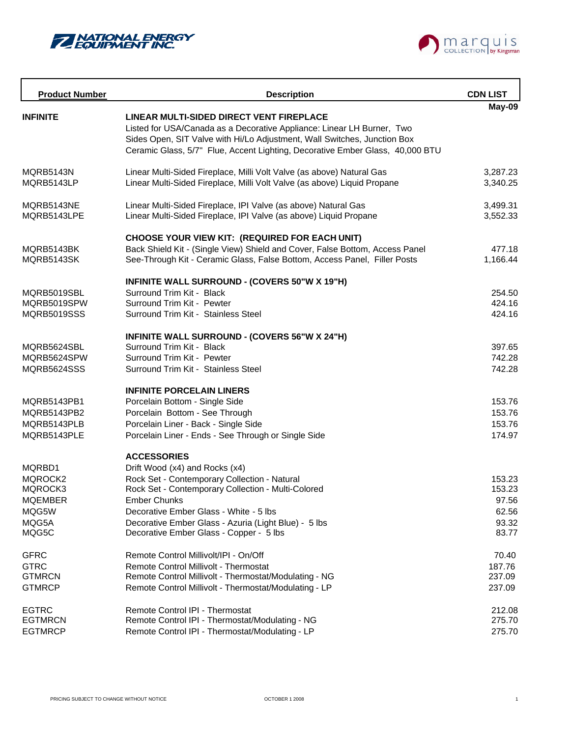NATIONAL ENERGY EQUIPMENT INC.

marquis COLLECTION by Kingsman

| Product Number | Description | CDN LIST May-09 |
|---|---|---|
| **INFINITE** | **LINEAR MULTI-SIDED DIRECT VENT FIREPLACE** Listed for USA/Canada as a Decorative Appliance: Linear LH Burner, Two Sides Open, SIT Valve with Hi/Lo Adjustment, Wall Switches, Junction Box Ceramic Glass, 5/7" Flue, Accent Lighting, Decorative Ember Glass, 40,000 BTU | |
| MQRB5143N | Linear Multi-Sided Fireplace, Milli Volt Valve (as above) Natural Gas | 3,287.23 |
| MQRB5143LP | Linear Multi-Sided Fireplace, Milli Volt Valve (as above) Liquid Propane | 3,340.25 |
| MQRB5143NE | Linear Multi-Sided Fireplace, IPI Valve (as above) Natural Gas | 3,499.31 |
| MQRB5143LPE | Linear Multi-Sided Fireplace, IPI Valve (as above) Liquid Propane | 3,552.33 |
| | **CHOOSE YOUR VIEW KIT: (REQUIRED FOR EACH UNIT)** | |
| MQRB5143BK | Back Shield Kit - (Single View) Shield and Cover, False Bottom, Access Panel | 477.18 |
| MQRB5143SK | See-Through Kit - Ceramic Glass, False Bottom, Access Panel, Filler Posts | 1,166.44 |
| | **INFINITE WALL SURROUND - (COVERS 50"W X 19"H)** | |
| MQRB5019SBL | Surround Trim Kit - Black | 254.50 |
| MQRB5019SPW | Surround Trim Kit - Pewter | 424.16 |
| MQRB5019SSS | Surround Trim Kit - Stainless Steel | 424.16 |
| | **INFINITE WALL SURROUND - (COVERS 56"W X 24"H)** | |
| MQRB5624SBL | Surround Trim Kit - Black | 397.65 |
| MQRB5624SPW | Surround Trim Kit - Pewter | 742.28 |
| MQRB5624SSS | Surround Trim Kit - Stainless Steel | 742.28 |
| | **INFINITE PORCELAIN LINERS** | |
| MQRB5143PB1 | Porcelain Bottom - Single Side | 153.76 |
| MQRB5143PB2 | Porcelain Bottom - See Through | 153.76 |
| MQRB5143PLB | Porcelain Liner - Back - Single Side | 153.76 |
| MQRB5143PLE | Porcelain Liner - Ends - See Through or Single Side | 174.97 |
| | **ACCESSORIES** | |
| MQRBD1 | Drift Wood (x4) and Rocks (x4) | |
| MQROCK2 | Rock Set - Contemporary Collection - Natural | 153.23 |
| MQROCK3 | Rock Set - Contemporary Collection - Multi-Colored | 153.23 |
| MQEMBER | Ember Chunks | 97.56 |
| MQG5W | Decorative Ember Glass - White - 5 lbs | 62.56 |
| MQG5A | Decorative Ember Glass - Azuria (Light Blue) - 5 lbs | 93.32 |
| MQG5C | Decorative Ember Glass - Copper - 5 lbs | 83.77 |
| GFRC | Remote Control Millivolt/IPI - On/Off | 70.40 |
| GTRC | Remote Control Millivolt - Thermostat | 187.76 |
| GTMRCN | Remote Control Millivolt - Thermostat/Modulating - NG | 237.09 |
| GTMRCP | Remote Control Millivolt - Thermostat/Modulating - LP | 237.09 |
| EGTRC | Remote Control IPI - Thermostat | 212.08 |
| EGTMRCN | Remote Control IPI - Thermostat/Modulating - NG | 275.70 |
| EGTMRCP | Remote Control IPI - Thermostat/Modulating - LP | 275.70 |

PRICING SUBJECT TO CHANGE WITHOUT NOTICE

OCTOBER 1 2008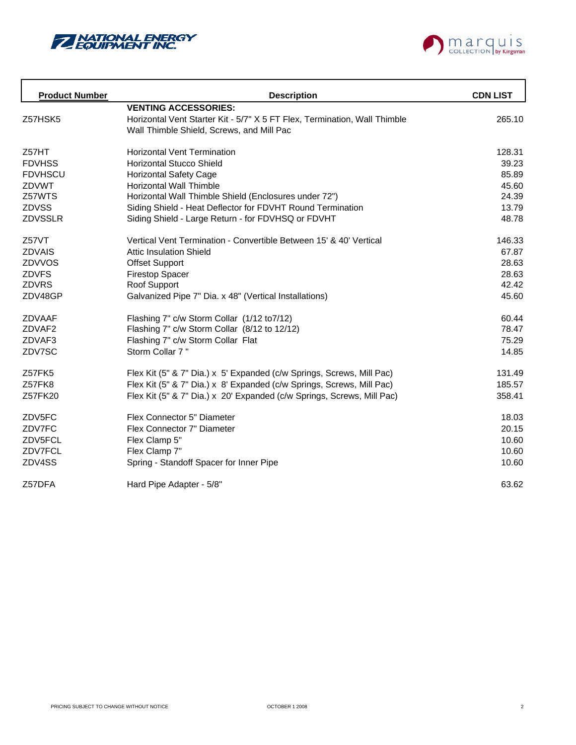NATIONAL ENERGY EQUIPMENT INC.

marquis COLLECTION by Kingsman

| Product Number | Description | CDN LIST |
|---|---|---|
| | **VENTING ACCESSORIES:** | |
| Z57HSK5 | Horizontal Vent Starter Kit - 5/7" X 5 FT Flex, Termination, Wall Thimble Wall Thimble Shield, Screws, and Mill Pac | 265.10 |
| Z57HT | Horizontal Vent Termination | 128.31 |
| FDVHSS | Horizontal Stucco Shield | 39.23 |
| FDVHSCU | Horizontal Safety Cage | 85.89 |
| ZDVWT | Horizontal Wall Thimble | 45.60 |
| Z57WTS | Horizontal Wall Thimble Shield (Enclosures under 72") | 24.39 |
| ZDVSS | Siding Shield - Heat Deflector for FDVHT Round Termination | 13.79 |
| ZDVSSLR | Siding Shield - Large Return - for FDVHSQ or FDVHT | 48.78 |
| Z57VT | Vertical Vent Termination - Convertible Between 15' & 40' Vertical | 146.33 |
| ZDVAIS | Attic Insulation Shield | 67.87 |
| ZDVVOS | Offset Support | 28.63 |
| ZDVFS | Firestop Spacer | 28.63 |
| ZDVRS | Roof Support | 42.42 |
| ZDV48GP | Galvanized Pipe 7" Dia. x 48" (Vertical Installations) | 45.60 |
| ZDVAAF | Flashing 7" c/w Storm Collar (1/12 to7/12) | 60.44 |
| ZDVAF2 | Flashing 7" c/w Storm Collar (8/12 to 12/12) | 78.47 |
| ZDVAF3 | Flashing 7" c/w Storm Collar Flat | 75.29 |
| ZDV7SC | Storm Collar 7 " | 14.85 |
| Z57FK5 | Flex Kit (5" & 7" Dia.) x 5' Expanded (c/w Springs, Screws, Mill Pac) | 131.49 |
| Z57FK8 | Flex Kit (5" & 7" Dia.) x 8' Expanded (c/w Springs, Screws, Mill Pac) | 185.57 |
| Z57FK20 | Flex Kit (5" & 7" Dia.) x 20' Expanded (c/w Springs, Screws, Mill Pac) | 358.41 |
| ZDV5FC | Flex Connector 5" Diameter | 18.03 |
| ZDV7FC | Flex Connector 7" Diameter | 20.15 |
| ZDV5FCL | Flex Clamp 5" | 10.60 |
| ZDV7FCL | Flex Clamp 7" | 10.60 |
| ZDV4SS | Spring - Standoff Spacer for Inner Pipe | 10.60 |
| Z57DFA | Hard Pipe Adapter - 5/8" | 63.62 |

PRICING SUBJECT TO CHANGE WITHOUT NOTICE OCTOBER 1 2008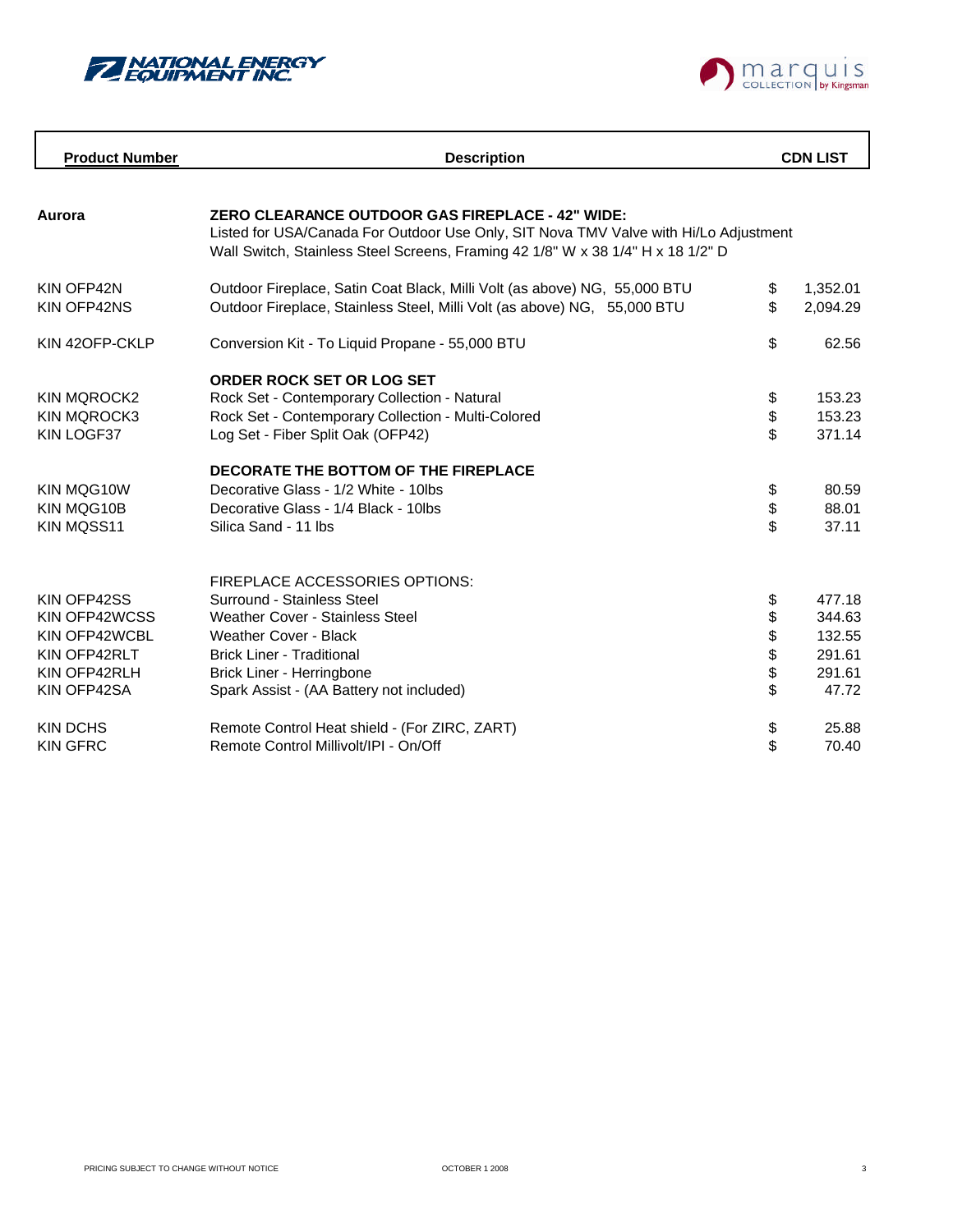NATIONAL ENERGY EQUIPMENT INC.

marquis COLLECTION by Kingsman

| Product Number | Description | CDN LIST |
|---|---|---|
| **Aurora** | **ZERO CLEARANCE OUTDOOR GAS FIREPLACE - 42" WIDE:** Listed for USA/Canada For Outdoor Use Only, SIT Nova TMV Valve with Hi/Lo Adjustment Wall Switch, Stainless Steel Screens, Framing 42 1/8" W x 38 1/4" H x 18 1/2" D | |
| KIN OFP42N | Outdoor Fireplace, Satin Coat Black, Milli Volt (as above) NG, 55,000 BTU | $ 1,352.01 |
| KIN OFP42NS | Outdoor Fireplace, Stainless Steel, Milli Volt (as above) NG, 55,000 BTU | $ 2,094.29 |
| KIN 42OFP-CKLP | Conversion Kit - To Liquid Propane - 55,000 BTU | $ 62.56 |
| | **ORDER ROCK SET OR LOG SET** | |
| KIN MQROCK2 | Rock Set - Contemporary Collection - Natural | $ 153.23 |
| KIN MQROCK3 | Rock Set - Contemporary Collection - Multi-Colored | $ 153.23 |
| KIN LOGF37 | Log Set - Fiber Split Oak (OFP42) | $ 371.14 |
| | **DECORATE THE BOTTOM OF THE FIREPLACE** | |
| KIN MQG10W | Decorative Glass - 1/2 White - 10lbs | $ 80.59 |
| KIN MQG10B | Decorative Glass - 1/4 Black - 10lbs | $ 88.01 |
| KIN MQSS11 | Silica Sand - 11 lbs | $ 37.11 |
| | FIREPLACE ACCESSORIES OPTIONS: | |
| KIN OFP42SS | Surround - Stainless Steel | $ 477.18 |
| KIN OFP42WCSS | Weather Cover - Stainless Steel | $ 344.63 |
| KIN OFP42WCBL | Weather Cover - Black | $ 132.55 |
| KIN OFP42RLT | Brick Liner - Traditional | $ 291.61 |
| KIN OFP42RLH | Brick Liner - Herringbone | $ 291.61 |
| KIN OFP42SA | Spark Assist - (AA Battery not included) | $ 47.72 |
| KIN DCHS | Remote Control Heat shield - (For ZIRC, ZART) | $ 25.88 |
| KIN GFRC | Remote Control Millivolt/IPI - On/Off | $ 70.40 |

PRICING SUBJECT TO CHANGE WITHOUT NOTICE — OCTOBER 1 2008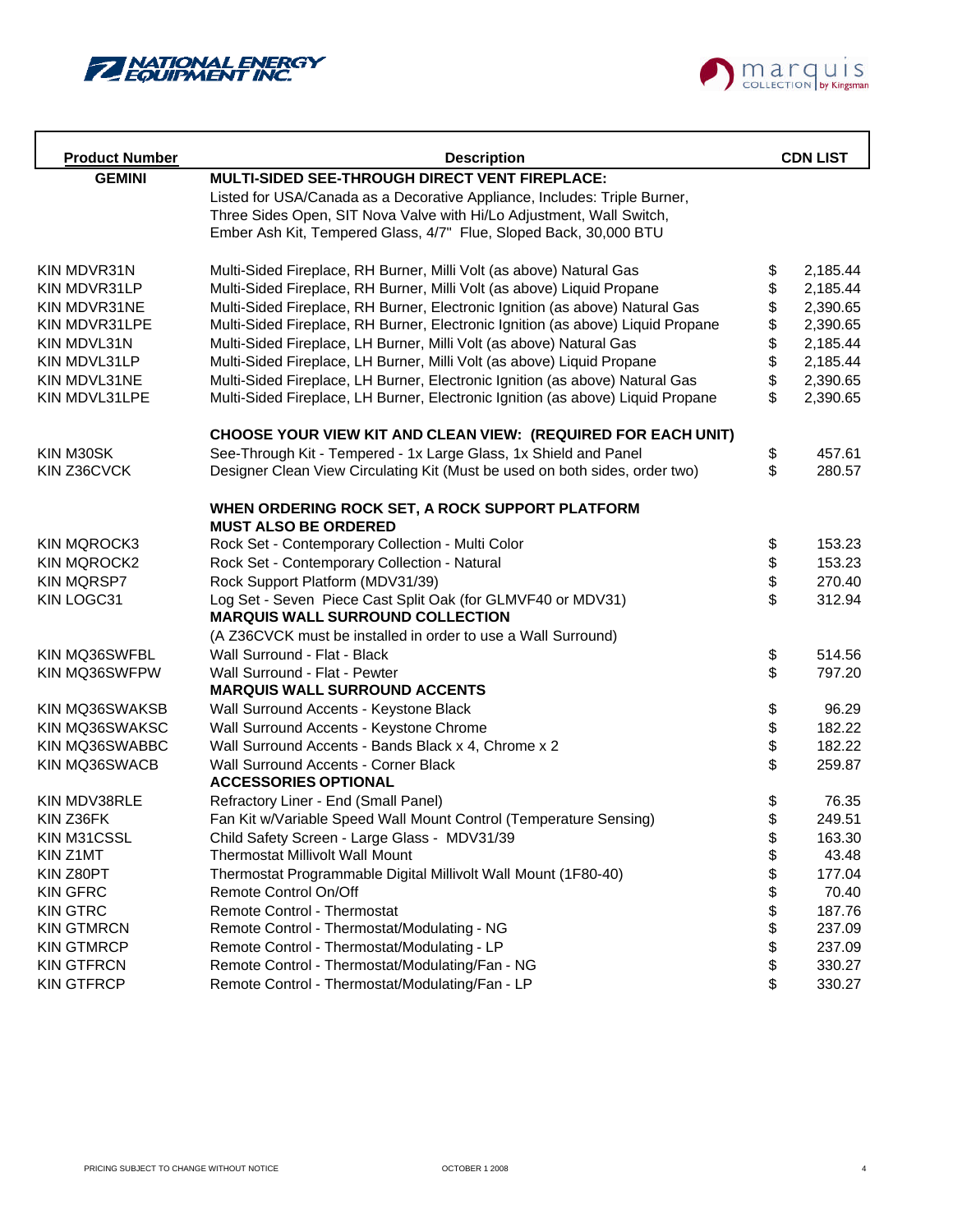| Product Number | Description | CDN LIST |
|---|---|---|
| **GEMINI** | **MULTI-SIDED SEE-THROUGH DIRECT VENT FIREPLACE:** | |
| | Listed for USA/Canada as a Decorative Appliance, Includes: Triple Burner, Three Sides Open, SIT Nova Valve with Hi/Lo Adjustment, Wall Switch, Ember Ash Kit, Tempered Glass, 4/7" Flue, Sloped Back, 30,000 BTU | |
| KIN MDVR31N | Multi-Sided Fireplace, RH Burner, Milli Volt (as above) Natural Gas | $ 2,185.44 |
| KIN MDVR31LP | Multi-Sided Fireplace, RH Burner, Milli Volt (as above) Liquid Propane | $ 2,185.44 |
| KIN MDVR31NE | Multi-Sided Fireplace, RH Burner, Electronic Ignition (as above) Natural Gas | $ 2,390.65 |
| KIN MDVR31LPE | Multi-Sided Fireplace, RH Burner, Electronic Ignition (as above) Liquid Propane | $ 2,390.65 |
| KIN MDVL31N | Multi-Sided Fireplace, LH Burner, Milli Volt (as above) Natural Gas | $ 2,185.44 |
| KIN MDVL31LP | Multi-Sided Fireplace, LH Burner, Milli Volt (as above) Liquid Propane | $ 2,185.44 |
| KIN MDVL31NE | Multi-Sided Fireplace, LH Burner, Electronic Ignition (as above) Natural Gas | $ 2,390.65 |
| KIN MDVL31LPE | Multi-Sided Fireplace, LH Burner, Electronic Ignition (as above) Liquid Propane | $ 2,390.65 |
| | **CHOOSE YOUR VIEW KIT AND CLEAN VIEW: (REQUIRED FOR EACH UNIT)** | |
| KIN M30SK | See-Through Kit - Tempered - 1x Large Glass, 1x Shield and Panel | $ 457.61 |
| KIN Z36CVCK | Designer Clean View Circulating Kit (Must be used on both sides, order two) | $ 280.57 |
| | **WHEN ORDERING ROCK SET, A ROCK SUPPORT PLATFORM MUST ALSO BE ORDERED** | |
| KIN MQROCK3 | Rock Set - Contemporary Collection - Multi Color | $ 153.23 |
| KIN MQROCK2 | Rock Set - Contemporary Collection - Natural | $ 153.23 |
| KIN MQRSP7 | Rock Support Platform (MDV31/39) | $ 270.40 |
| KIN LOGC31 | Log Set - Seven Piece Cast Split Oak (for GLMVF40 or MDV31) | $ 312.94 |
| | **MARQUIS WALL SURROUND COLLECTION** | |
| | (A Z36CVCK must be installed in order to use a Wall Surround) | |
| KIN MQ36SWFBL | Wall Surround - Flat - Black | $ 514.56 |
| KIN MQ36SWFPW | Wall Surround - Flat - Pewter | $ 797.20 |
| | **MARQUIS WALL SURROUND ACCENTS** | |
| KIN MQ36SWAKSB | Wall Surround Accents - Keystone Black | $ 96.29 |
| KIN MQ36SWAKSC | Wall Surround Accents - Keystone Chrome | $ 182.22 |
| KIN MQ36SWABBC | Wall Surround Accents - Bands Black x 4, Chrome x 2 | $ 182.22 |
| KIN MQ36SWACB | Wall Surround Accents - Corner Black | $ 259.87 |
| | **ACCESSORIES OPTIONAL** | |
| KIN MDV38RLE | Refractory Liner - End (Small Panel) | $ 76.35 |
| KIN Z36FK | Fan Kit w/Variable Speed Wall Mount Control (Temperature Sensing) | $ 249.51 |
| KIN M31CSSL | Child Safety Screen - Large Glass - MDV31/39 | $ 163.30 |
| KIN Z1MT | Thermostat Millivolt Wall Mount | $ 43.48 |
| KIN Z80PT | Thermostat Programmable Digital Millivolt Wall Mount (1F80-40) | $ 177.04 |
| KIN GFRC | Remote Control On/Off | $ 70.40 |
| KIN GTRC | Remote Control - Thermostat | $ 187.76 |
| KIN GTMRCN | Remote Control - Thermostat/Modulating - NG | $ 237.09 |
| KIN GTMRCP | Remote Control - Thermostat/Modulating - LP | $ 237.09 |
| KIN GTFRCN | Remote Control - Thermostat/Modulating/Fan - NG | $ 330.27 |
| KIN GTFRCP | Remote Control - Thermostat/Modulating/Fan - LP | $ 330.27 |

PRICING SUBJECT TO CHANGE WITHOUT NOTICE OCTOBER 1 2008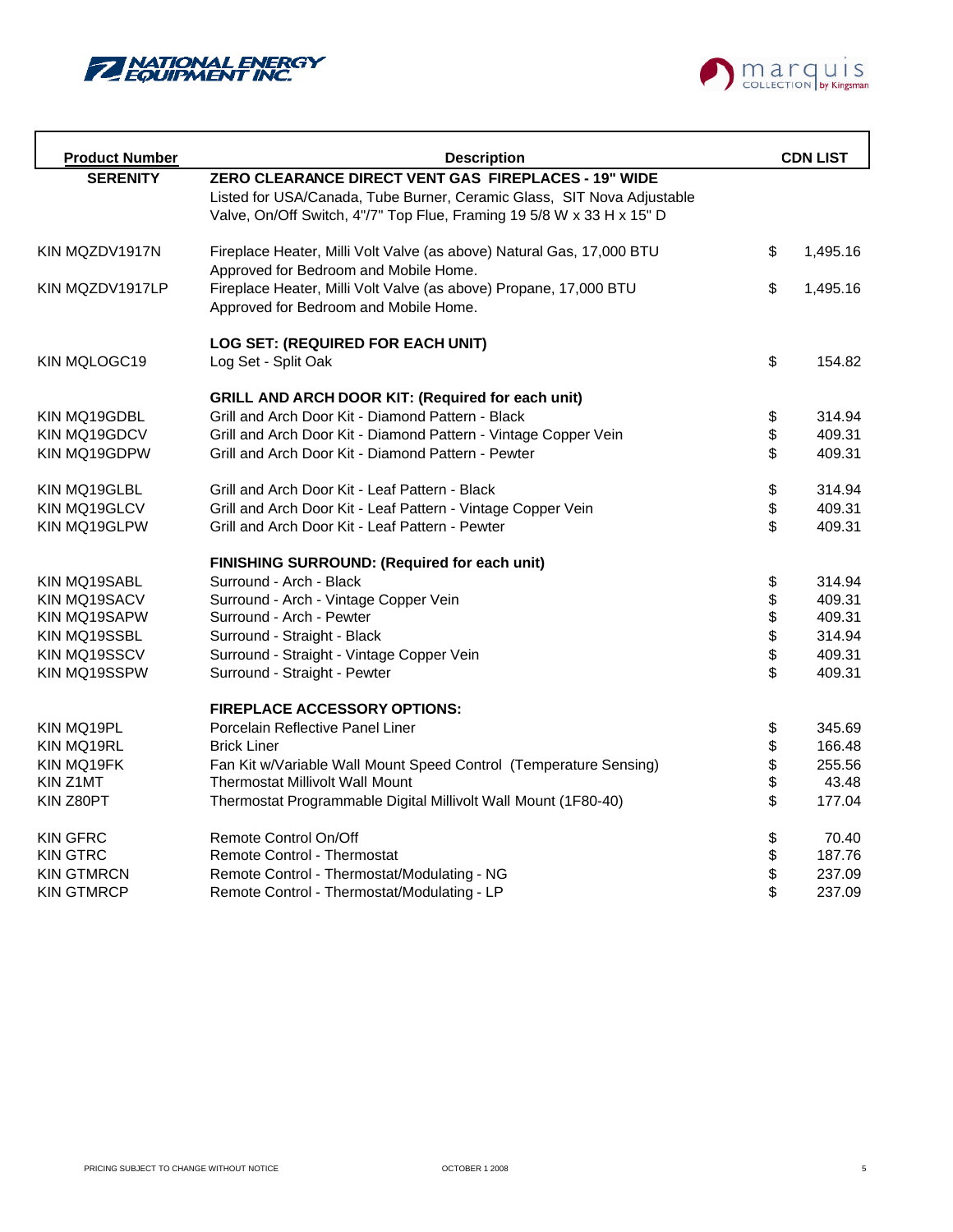NATIONAL ENERGY EQUIPMENT INC.

marquis COLLECTION by Kingsman

| Product Number | Description | CDN LIST |
|---|---|---|
| **SERENITY** | **ZERO CLEARANCE DIRECT VENT GAS FIREPLACES - 19" WIDE** | |
| | Listed for USA/Canada, Tube Burner, Ceramic Glass, SIT Nova Adjustable Valve, On/Off Switch, 4"/7" Top Flue, Framing 19 5/8 W x 33 H x 15" D | |
| KIN MQZDV1917N | Fireplace Heater, Milli Volt Valve (as above) Natural Gas, 17,000 BTU Approved for Bedroom and Mobile Home. | $ 1,495.16 |
| KIN MQZDV1917LP | Fireplace Heater, Milli Volt Valve (as above) Propane, 17,000 BTU Approved for Bedroom and Mobile Home. | $ 1,495.16 |
| | **LOG SET: (REQUIRED FOR EACH UNIT)** | |
| KIN MQLOGC19 | Log Set - Split Oak | $ 154.82 |
| | **GRILL AND ARCH DOOR KIT: (Required for each unit)** | |
| KIN MQ19GDBL | Grill and Arch Door Kit - Diamond Pattern - Black | $ 314.94 |
| KIN MQ19GDCV | Grill and Arch Door Kit - Diamond Pattern - Vintage Copper Vein | $ 409.31 |
| KIN MQ19GDPW | Grill and Arch Door Kit - Diamond Pattern - Pewter | $ 409.31 |
| KIN MQ19GLBL | Grill and Arch Door Kit - Leaf Pattern - Black | $ 314.94 |
| KIN MQ19GLCV | Grill and Arch Door Kit - Leaf Pattern - Vintage Copper Vein | $ 409.31 |
| KIN MQ19GLPW | Grill and Arch Door Kit - Leaf Pattern - Pewter | $ 409.31 |
| | **FINISHING SURROUND: (Required for each unit)** | |
| KIN MQ19SABL | Surround - Arch - Black | $ 314.94 |
| KIN MQ19SACV | Surround - Arch - Vintage Copper Vein | $ 409.31 |
| KIN MQ19SAPW | Surround - Arch - Pewter | $ 409.31 |
| KIN MQ19SSBL | Surround - Straight - Black | $ 314.94 |
| KIN MQ19SSCV | Surround - Straight - Vintage Copper Vein | $ 409.31 |
| KIN MQ19SSPW | Surround - Straight - Pewter | $ 409.31 |
| | **FIREPLACE ACCESSORY OPTIONS:** | |
| KIN MQ19PL | Porcelain Reflective Panel Liner | $ 345.69 |
| KIN MQ19RL | Brick Liner | $ 166.48 |
| KIN MQ19FK | Fan Kit w/Variable Wall Mount Speed Control (Temperature Sensing) | $ 255.56 |
| KIN Z1MT | Thermostat Millivolt Wall Mount | $ 43.48 |
| KIN Z80PT | Thermostat Programmable Digital Millivolt Wall Mount (1F80-40) | $ 177.04 |
| KIN GFRC | Remote Control On/Off | $ 70.40 |
| KIN GTRC | Remote Control - Thermostat | $ 187.76 |
| KIN GTMRCN | Remote Control - Thermostat/Modulating - NG | $ 237.09 |
| KIN GTMRCP | Remote Control - Thermostat/Modulating - LP | $ 237.09 |

PRICING SUBJECT TO CHANGE WITHOUT NOTICE — OCTOBER 1 2008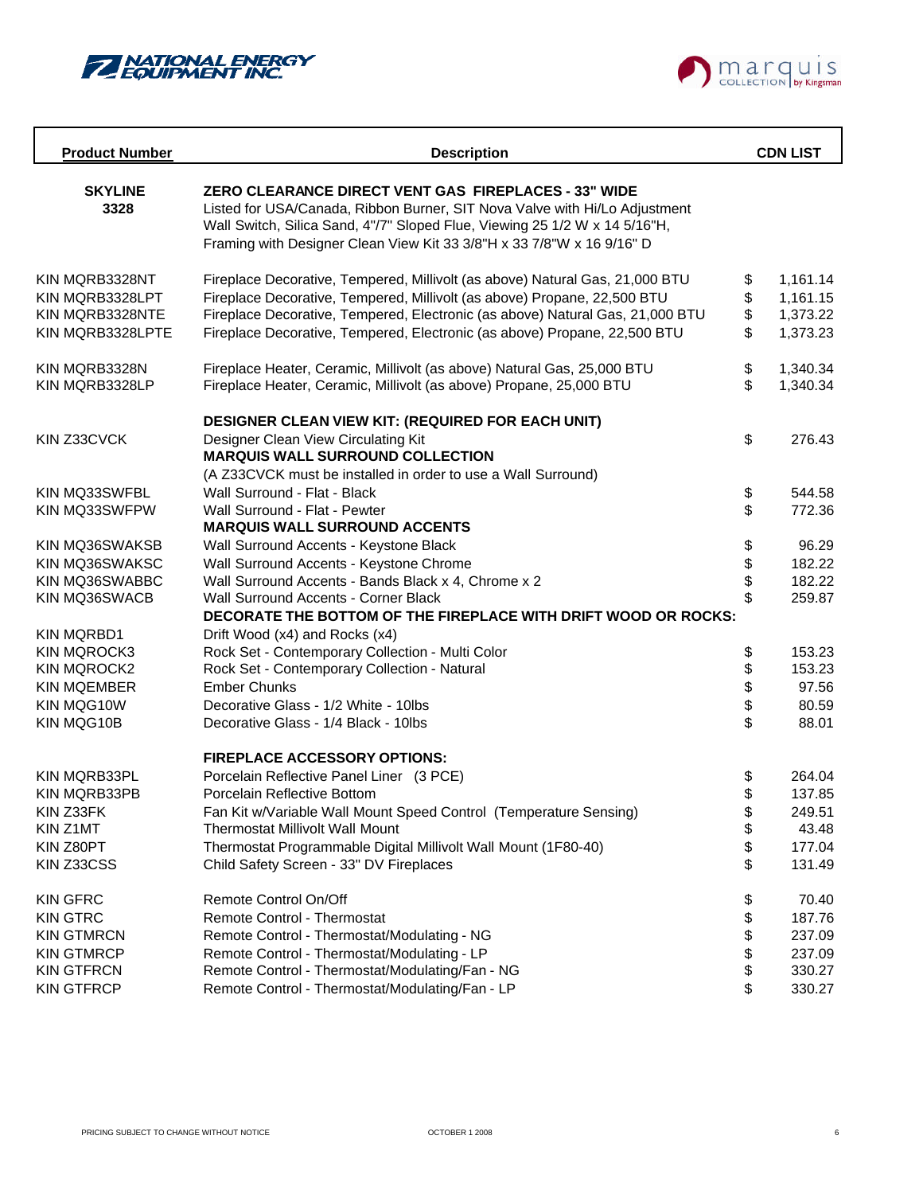NATIONAL ENERGY EQUIPMENT INC.

marquis COLLECTION by Kingsman

| Product Number | Description | CDN LIST |
|---|---|---|
| **SKYLINE 3328** | **ZERO CLEARANCE DIRECT VENT GAS FIREPLACES - 33" WIDE** Listed for USA/Canada, Ribbon Burner, SIT Nova Valve with Hi/Lo Adjustment Wall Switch, Silica Sand, 4"/7" Sloped Flue, Viewing 25 1/2 W x 14 5/16"H, Framing with Designer Clean View Kit 33 3/8"H x 33 7/8"W x 16 9/16" D | |
| KIN MQRB3328NT | Fireplace Decorative, Tempered, Millivolt (as above) Natural Gas, 21,000 BTU | $ 1,161.14 |
| KIN MQRB3328LPT | Fireplace Decorative, Tempered, Millivolt (as above) Propane, 22,500 BTU | $ 1,161.15 |
| KIN MQRB3328NTE | Fireplace Decorative, Tempered, Electronic (as above) Natural Gas, 21,000 BTU | $ 1,373.22 |
| KIN MQRB3328LPTE | Fireplace Decorative, Tempered, Electronic (as above) Propane, 22,500 BTU | $ 1,373.23 |
| KIN MQRB3328N | Fireplace Heater, Ceramic, Millivolt (as above) Natural Gas, 25,000 BTU | $ 1,340.34 |
| KIN MQRB3328LP | Fireplace Heater, Ceramic, Millivolt (as above) Propane, 25,000 BTU | $ 1,340.34 |
| | **DESIGNER CLEAN VIEW KIT: (REQUIRED FOR EACH UNIT)** | |
| KIN Z33CVCK | Designer Clean View Circulating Kit | $ 276.43 |
| | **MARQUIS WALL SURROUND COLLECTION** | |
| | (A Z33CVCK must be installed in order to use a Wall Surround) | |
| KIN MQ33SWFBL | Wall Surround - Flat - Black | $ 544.58 |
| KIN MQ33SWFPW | Wall Surround - Flat - Pewter | $ 772.36 |
| | **MARQUIS WALL SURROUND ACCENTS** | |
| KIN MQ36SWAKSB | Wall Surround Accents - Keystone Black | $ 96.29 |
| KIN MQ36SWAKSC | Wall Surround Accents - Keystone Chrome | $ 182.22 |
| KIN MQ36SWABBC | Wall Surround Accents - Bands Black x 4, Chrome x 2 | $ 182.22 |
| KIN MQ36SWACB | Wall Surround Accents - Corner Black | $ 259.87 |
| | **DECORATE THE BOTTOM OF THE FIREPLACE WITH DRIFT WOOD OR ROCKS:** | |
| KIN MQRBD1 | Drift Wood (x4) and Rocks (x4) | |
| KIN MQROCK3 | Rock Set - Contemporary Collection - Multi Color | $ 153.23 |
| KIN MQROCK2 | Rock Set - Contemporary Collection - Natural | $ 153.23 |
| KIN MQEMBER | Ember Chunks | $ 97.56 |
| KIN MQG10W | Decorative Glass - 1/2 White - 10lbs | $ 80.59 |
| KIN MQG10B | Decorative Glass - 1/4 Black - 10lbs | $ 88.01 |
| | **FIREPLACE ACCESSORY OPTIONS:** | |
| KIN MQRB33PL | Porcelain Reflective Panel Liner (3 PCE) | $ 264.04 |
| KIN MQRB33PB | Porcelain Reflective Bottom | $ 137.85 |
| KIN Z33FK | Fan Kit w/Variable Wall Mount Speed Control (Temperature Sensing) | $ 249.51 |
| KIN Z1MT | Thermostat Millivolt Wall Mount | $ 43.48 |
| KIN Z80PT | Thermostat Programmable Digital Millivolt Wall Mount (1F80-40) | $ 177.04 |
| KIN Z33CSS | Child Safety Screen - 33" DV Fireplaces | $ 131.49 |
| KIN GFRC | Remote Control On/Off | $ 70.40 |
| KIN GTRC | Remote Control - Thermostat | $ 187.76 |
| KIN GTMRCN | Remote Control - Thermostat/Modulating - NG | $ 237.09 |
| KIN GTMRCP | Remote Control - Thermostat/Modulating - LP | $ 237.09 |
| KIN GTFRCN | Remote Control - Thermostat/Modulating/Fan - NG | $ 330.27 |
| KIN GTFRCP | Remote Control - Thermostat/Modulating/Fan - LP | $ 330.27 |

PRICING SUBJECT TO CHANGE WITHOUT NOTICE    OCTOBER 1 2008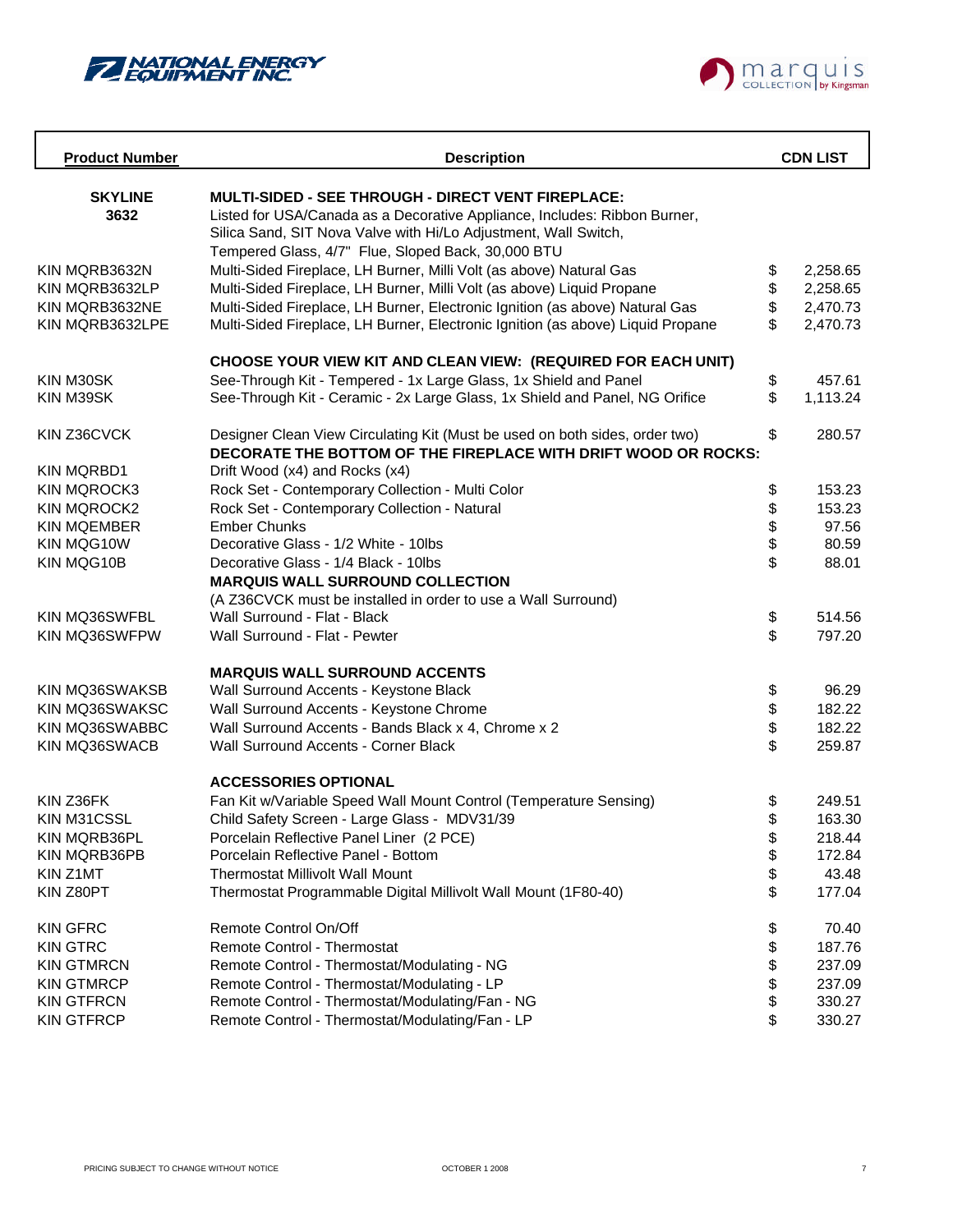NATIONAL ENERGY EQUIPMENT INC.

marquis COLLECTION by Kingsman

| Product Number | Description | CDN LIST |
|---|---|---|
| **SKYLINE 3632** | **MULTI-SIDED - SEE THROUGH - DIRECT VENT FIREPLACE:** Listed for USA/Canada as a Decorative Appliance, Includes: Ribbon Burner, Silica Sand, SIT Nova Valve with Hi/Lo Adjustment, Wall Switch, Tempered Glass, 4/7" Flue, Sloped Back, 30,000 BTU | |
| KIN MQRB3632N | Multi-Sided Fireplace, LH Burner, Milli Volt (as above) Natural Gas | $ 2,258.65 |
| KIN MQRB3632LP | Multi-Sided Fireplace, LH Burner, Milli Volt (as above) Liquid Propane | $ 2,258.65 |
| KIN MQRB3632NE | Multi-Sided Fireplace, LH Burner, Electronic Ignition (as above) Natural Gas | $ 2,470.73 |
| KIN MQRB3632LPE | Multi-Sided Fireplace, LH Burner, Electronic Ignition (as above) Liquid Propane | $ 2,470.73 |
| | **CHOOSE YOUR VIEW KIT AND CLEAN VIEW: (REQUIRED FOR EACH UNIT)** | |
| KIN M30SK | See-Through Kit - Tempered - 1x Large Glass, 1x Shield and Panel | $ 457.61 |
| KIN M39SK | See-Through Kit - Ceramic - 2x Large Glass, 1x Shield and Panel, NG Orifice | $ 1,113.24 |
| KIN Z36CVCK | Designer Clean View Circulating Kit (Must be used on both sides, order two) | $ 280.57 |
| | **DECORATE THE BOTTOM OF THE FIREPLACE WITH DRIFT WOOD OR ROCKS:** | |
| KIN MQRBD1 | Drift Wood (x4) and Rocks (x4) | |
| KIN MQROCK3 | Rock Set - Contemporary Collection - Multi Color | $ 153.23 |
| KIN MQROCK2 | Rock Set - Contemporary Collection - Natural | $ 153.23 |
| KIN MQEMBER | Ember Chunks | $ 97.56 |
| KIN MQG10W | Decorative Glass - 1/2 White - 10lbs | $ 80.59 |
| KIN MQG10B | Decorative Glass - 1/4 Black - 10lbs | $ 88.01 |
| | **MARQUIS WALL SURROUND COLLECTION** | |
| | (A Z36CVCK must be installed in order to use a Wall Surround) | |
| KIN MQ36SWFBL | Wall Surround - Flat - Black | $ 514.56 |
| KIN MQ36SWFPW | Wall Surround - Flat - Pewter | $ 797.20 |
| | **MARQUIS WALL SURROUND ACCENTS** | |
| KIN MQ36SWAKSB | Wall Surround Accents - Keystone Black | $ 96.29 |
| KIN MQ36SWAKSC | Wall Surround Accents - Keystone Chrome | $ 182.22 |
| KIN MQ36SWABBC | Wall Surround Accents - Bands Black x 4, Chrome x 2 | $ 182.22 |
| KIN MQ36SWACB | Wall Surround Accents - Corner Black | $ 259.87 |
| | **ACCESSORIES OPTIONAL** | |
| KIN Z36FK | Fan Kit w/Variable Speed Wall Mount Control (Temperature Sensing) | $ 249.51 |
| KIN M31CSSL | Child Safety Screen - Large Glass - MDV31/39 | $ 163.30 |
| KIN MQRB36PL | Porcelain Reflective Panel Liner (2 PCE) | $ 218.44 |
| KIN MQRB36PB | Porcelain Reflective Panel - Bottom | $ 172.84 |
| KIN Z1MT | Thermostat Millivolt Wall Mount | $ 43.48 |
| KIN Z80PT | Thermostat Programmable Digital Millivolt Wall Mount (1F80-40) | $ 177.04 |
| KIN GFRC | Remote Control On/Off | $ 70.40 |
| KIN GTRC | Remote Control - Thermostat | $ 187.76 |
| KIN GTMRCN | Remote Control - Thermostat/Modulating - NG | $ 237.09 |
| KIN GTMRCP | Remote Control - Thermostat/Modulating - LP | $ 237.09 |
| KIN GTFRCN | Remote Control - Thermostat/Modulating/Fan - NG | $ 330.27 |
| KIN GTFRCP | Remote Control - Thermostat/Modulating/Fan - LP | $ 330.27 |

PRICING SUBJECT TO CHANGE WITHOUT NOTICE — OCTOBER 1 2008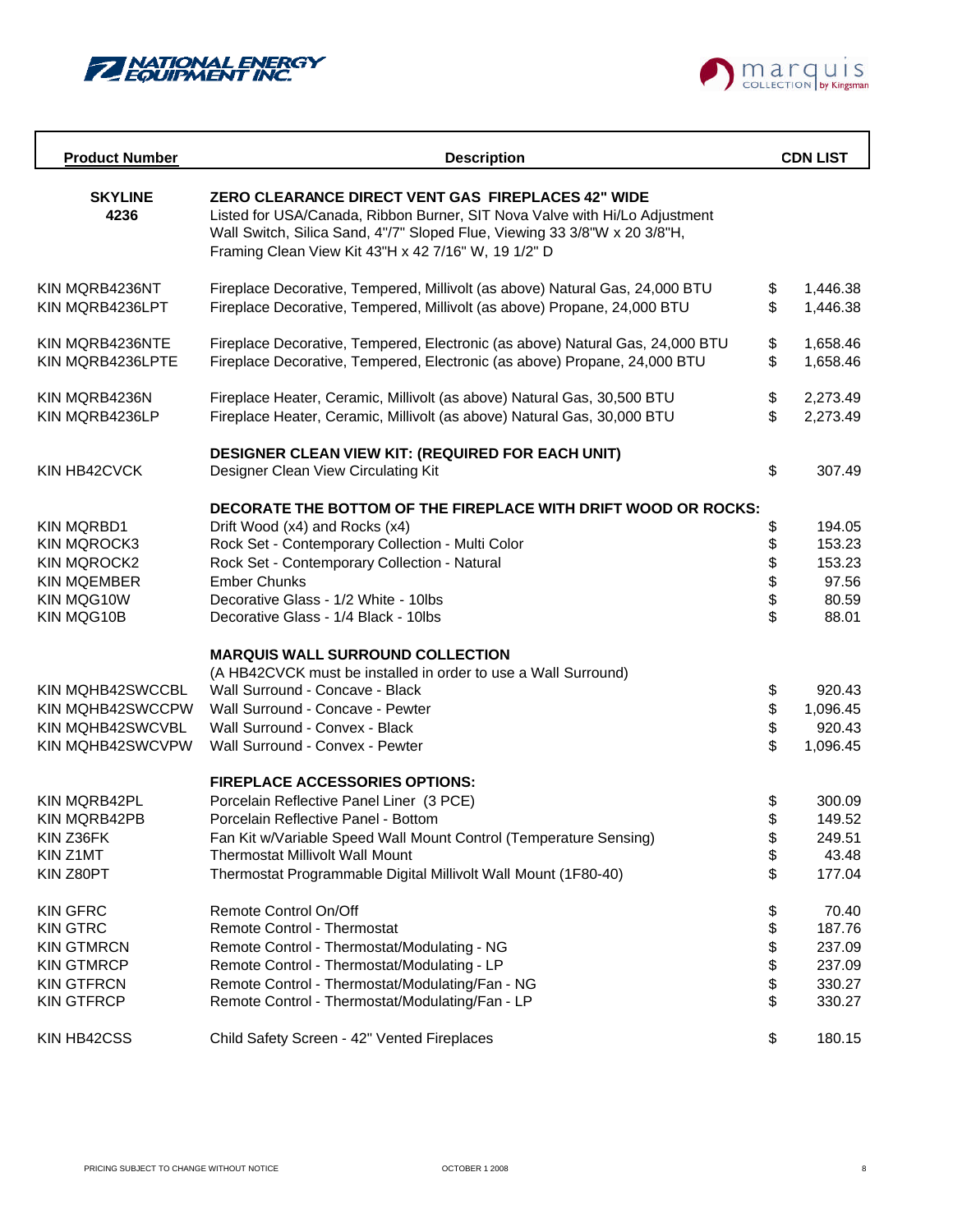NATIONAL ENERGY EQUIPMENT INC.

marquis COLLECTION by Kingsman

| Product Number | Description | CDN LIST |
|---|---|---|
| **SKYLINE 4236** | **ZERO CLEARANCE DIRECT VENT GAS FIREPLACES 42" WIDE** Listed for USA/Canada, Ribbon Burner, SIT Nova Valve with Hi/Lo Adjustment Wall Switch, Silica Sand, 4"/7" Sloped Flue, Viewing 33 3/8"W x 20 3/8"H, Framing Clean View Kit 43"H x 42 7/16" W, 19 1/2" D | |
| KIN MQRB4236NT | Fireplace Decorative, Tempered, Millivolt (as above) Natural Gas, 24,000 BTU | $ 1,446.38 |
| KIN MQRB4236LPT | Fireplace Decorative, Tempered, Millivolt (as above) Propane, 24,000 BTU | $ 1,446.38 |
| KIN MQRB4236NTE | Fireplace Decorative, Tempered, Electronic (as above) Natural Gas, 24,000 BTU | $ 1,658.46 |
| KIN MQRB4236LPTE | Fireplace Decorative, Tempered, Electronic (as above) Propane, 24,000 BTU | $ 1,658.46 |
| KIN MQRB4236N | Fireplace Heater, Ceramic, Millivolt (as above) Natural Gas, 30,500 BTU | $ 2,273.49 |
| KIN MQRB4236LP | Fireplace Heater, Ceramic, Millivolt (as above) Natural Gas, 30,000 BTU | $ 2,273.49 |
| | **DESIGNER CLEAN VIEW KIT: (REQUIRED FOR EACH UNIT)** | |
| KIN HB42CVCK | Designer Clean View Circulating Kit | $ 307.49 |
| | **DECORATE THE BOTTOM OF THE FIREPLACE WITH DRIFT WOOD OR ROCKS:** | |
| KIN MQRBD1 | Drift Wood (x4) and Rocks (x4) | $ 194.05 |
| KIN MQROCK3 | Rock Set - Contemporary Collection - Multi Color | $ 153.23 |
| KIN MQROCK2 | Rock Set - Contemporary Collection - Natural | $ 153.23 |
| KIN MQEMBER | Ember Chunks | $ 97.56 |
| KIN MQG10W | Decorative Glass - 1/2 White - 10lbs | $ 80.59 |
| KIN MQG10B | Decorative Glass - 1/4 Black - 10lbs | $ 88.01 |
| | **MARQUIS WALL SURROUND COLLECTION** (A HB42CVCK must be installed in order to use a Wall Surround) | |
| KIN MQHB42SWCCBL | Wall Surround - Concave - Black | $ 920.43 |
| KIN MQHB42SWCCPW | Wall Surround - Concave - Pewter | $ 1,096.45 |
| KIN MQHB42SWCVBL | Wall Surround - Convex - Black | $ 920.43 |
| KIN MQHB42SWCVPW | Wall Surround - Convex - Pewter | $ 1,096.45 |
| | **FIREPLACE ACCESSORIES OPTIONS:** | |
| KIN MQRB42PL | Porcelain Reflective Panel Liner (3 PCE) | $ 300.09 |
| KIN MQRB42PB | Porcelain Reflective Panel - Bottom | $ 149.52 |
| KIN Z36FK | Fan Kit w/Variable Speed Wall Mount Control (Temperature Sensing) | $ 249.51 |
| KIN Z1MT | Thermostat Millivolt Wall Mount | $ 43.48 |
| KIN Z80PT | Thermostat Programmable Digital Millivolt Wall Mount (1F80-40) | $ 177.04 |
| KIN GFRC | Remote Control On/Off | $ 70.40 |
| KIN GTRC | Remote Control - Thermostat | $ 187.76 |
| KIN GTMRCN | Remote Control - Thermostat/Modulating - NG | $ 237.09 |
| KIN GTMRCP | Remote Control - Thermostat/Modulating - LP | $ 237.09 |
| KIN GTFRCN | Remote Control - Thermostat/Modulating/Fan - NG | $ 330.27 |
| KIN GTFRCP | Remote Control - Thermostat/Modulating/Fan - LP | $ 330.27 |
| KIN HB42CSS | Child Safety Screen - 42" Vented Fireplaces | $ 180.15 |

PRICING SUBJECT TO CHANGE WITHOUT NOTICE — OCTOBER 1 2008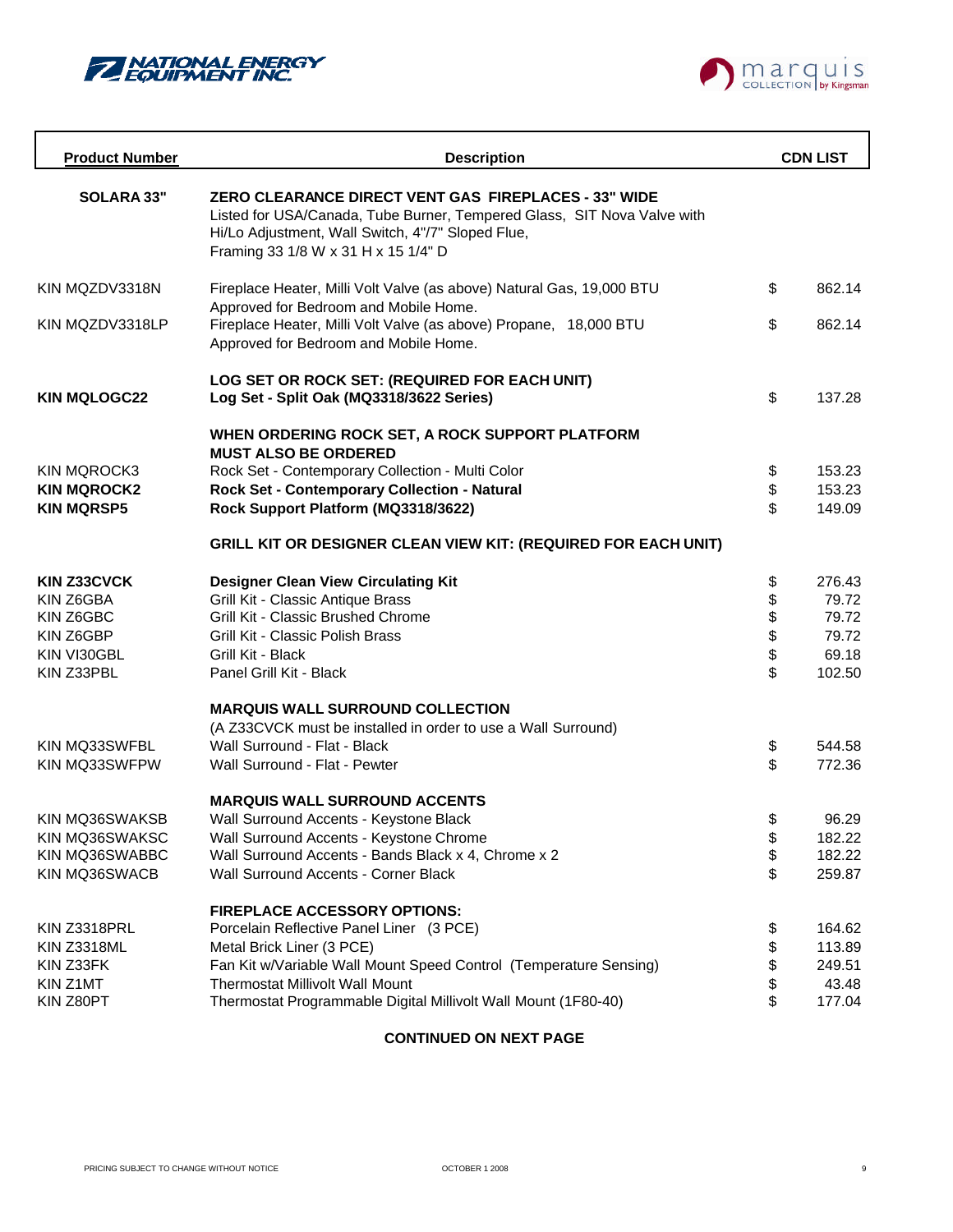NATIONAL ENERGY EQUIPMENT INC.

marquis COLLECTION by Kingsman

| Product Number | Description | CDN LIST |
|---|---|---|
| **SOLARA 33"** | **ZERO CLEARANCE DIRECT VENT GAS FIREPLACES - 33" WIDE** Listed for USA/Canada, Tube Burner, Tempered Glass, SIT Nova Valve with Hi/Lo Adjustment, Wall Switch, 4"/7" Sloped Flue, Framing 33 1/8 W x 31 H x 15 1/4" D | |
| KIN MQZDV3318N | Fireplace Heater, Milli Volt Valve (as above) Natural Gas, 19,000 BTU Approved for Bedroom and Mobile Home. | $ 862.14 |
| KIN MQZDV3318LP | Fireplace Heater, Milli Volt Valve (as above) Propane, 18,000 BTU Approved for Bedroom and Mobile Home. | $ 862.14 |
| | **LOG SET OR ROCK SET: (REQUIRED FOR EACH UNIT)** | |
| **KIN MQLOGC22** | **Log Set - Split Oak (MQ3318/3622 Series)** | $ 137.28 |
| | **WHEN ORDERING ROCK SET, A ROCK SUPPORT PLATFORM MUST ALSO BE ORDERED** | |
| KIN MQROCK3 | Rock Set - Contemporary Collection - Multi Color | $ 153.23 |
| **KIN MQROCK2** | **Rock Set - Contemporary Collection - Natural** | $ 153.23 |
| **KIN MQRSP5** | **Rock Support Platform (MQ3318/3622)** | $ 149.09 |
| | **GRILL KIT OR DESIGNER CLEAN VIEW KIT: (REQUIRED FOR EACH UNIT)** | |
| **KIN Z33CVCK** | **Designer Clean View Circulating Kit** | $ 276.43 |
| KIN Z6GBA | Grill Kit - Classic Antique Brass | $ 79.72 |
| KIN Z6GBC | Grill Kit - Classic Brushed Chrome | $ 79.72 |
| KIN Z6GBP | Grill Kit - Classic Polish Brass | $ 79.72 |
| KIN VI30GBL | Grill Kit - Black | $ 69.18 |
| KIN Z33PBL | Panel Grill Kit - Black | $ 102.50 |
| | **MARQUIS WALL SURROUND COLLECTION** (A Z33CVCK must be installed in order to use a Wall Surround) | |
| KIN MQ33SWFBL | Wall Surround - Flat - Black | $ 544.58 |
| KIN MQ33SWFPW | Wall Surround - Flat - Pewter | $ 772.36 |
| | **MARQUIS WALL SURROUND ACCENTS** | |
| KIN MQ36SWAKSB | Wall Surround Accents - Keystone Black | $ 96.29 |
| KIN MQ36SWAKSC | Wall Surround Accents - Keystone Chrome | $ 182.22 |
| KIN MQ36SWABBC | Wall Surround Accents - Bands Black x 4, Chrome x 2 | $ 182.22 |
| KIN MQ36SWACB | Wall Surround Accents - Corner Black | $ 259.87 |
| | **FIREPLACE ACCESSORY OPTIONS:** | |
| KIN Z3318PRL | Porcelain Reflective Panel Liner (3 PCE) | $ 164.62 |
| KIN Z3318ML | Metal Brick Liner (3 PCE) | $ 113.89 |
| KIN Z33FK | Fan Kit w/Variable Wall Mount Speed Control (Temperature Sensing) | $ 249.51 |
| KIN Z1MT | Thermostat Millivolt Wall Mount | $ 43.48 |
| KIN Z80PT | Thermostat Programmable Digital Millivolt Wall Mount (1F80-40) | $ 177.04 |

**CONTINUED ON NEXT PAGE**

PRICING SUBJECT TO CHANGE WITHOUT NOTICE — OCTOBER 1 2008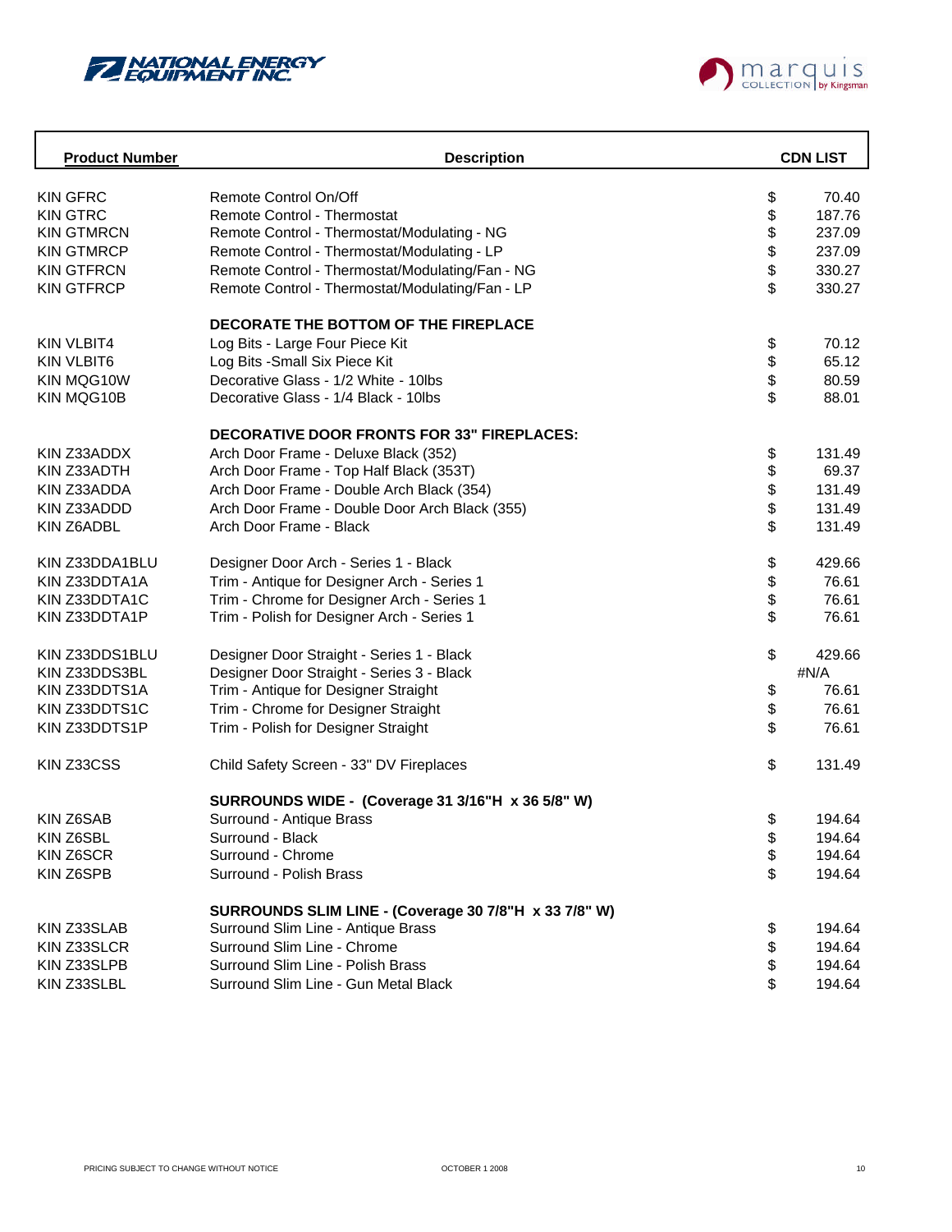NATIONAL ENERGY EQUIPMENT INC.

marquis COLLECTION by Kingsman

| Product Number | Description | CDN LIST |
|---|---|---|
| KIN GFRC | Remote Control On/Off | $ 70.40 |
| KIN GTRC | Remote Control - Thermostat | $ 187.76 |
| KIN GTMRCN | Remote Control - Thermostat/Modulating - NG | $ 237.09 |
| KIN GTMRCP | Remote Control - Thermostat/Modulating - LP | $ 237.09 |
| KIN GTFRCN | Remote Control - Thermostat/Modulating/Fan - NG | $ 330.27 |
| KIN GTFRCP | Remote Control - Thermostat/Modulating/Fan - LP | $ 330.27 |
| | **DECORATE THE BOTTOM OF THE FIREPLACE** | |
| KIN VLBIT4 | Log Bits - Large Four Piece Kit | $ 70.12 |
| KIN VLBIT6 | Log Bits -Small Six Piece Kit | $ 65.12 |
| KIN MQG10W | Decorative Glass - 1/2 White - 10lbs | $ 80.59 |
| KIN MQG10B | Decorative Glass - 1/4 Black - 10lbs | $ 88.01 |
| | **DECORATIVE DOOR FRONTS FOR 33" FIREPLACES:** | |
| KIN Z33ADDX | Arch Door Frame - Deluxe Black (352) | $ 131.49 |
| KIN Z33ADTH | Arch Door Frame - Top Half Black (353T) | $ 69.37 |
| KIN Z33ADDA | Arch Door Frame - Double Arch Black (354) | $ 131.49 |
| KIN Z33ADDD | Arch Door Frame - Double Door Arch Black (355) | $ 131.49 |
| KIN Z6ADBL | Arch Door Frame - Black | $ 131.49 |
| KIN Z33DDA1BLU | Designer Door Arch - Series 1 - Black | $ 429.66 |
| KIN Z33DDTA1A | Trim - Antique for Designer Arch - Series 1 | $ 76.61 |
| KIN Z33DDTA1C | Trim - Chrome for Designer Arch - Series 1 | $ 76.61 |
| KIN Z33DDTA1P | Trim - Polish for Designer Arch - Series 1 | $ 76.61 |
| KIN Z33DDS1BLU | Designer Door Straight - Series 1 - Black | $ 429.66 |
| KIN Z33DDS3BL | Designer Door Straight - Series 3 - Black | #N/A |
| KIN Z33DDTS1A | Trim - Antique for Designer Straight | $ 76.61 |
| KIN Z33DDTS1C | Trim - Chrome for Designer Straight | $ 76.61 |
| KIN Z33DDTS1P | Trim - Polish for Designer Straight | $ 76.61 |
| KIN Z33CSS | Child Safety Screen - 33" DV Fireplaces | $ 131.49 |
| | **SURROUNDS WIDE - (Coverage 31 3/16"H x 36 5/8" W)** | |
| KIN Z6SAB | Surround - Antique Brass | $ 194.64 |
| KIN Z6SBL | Surround - Black | $ 194.64 |
| KIN Z6SCR | Surround - Chrome | $ 194.64 |
| KIN Z6SPB | Surround - Polish Brass | $ 194.64 |
| | **SURROUNDS SLIM LINE - (Coverage 30 7/8"H x 33 7/8" W)** | |
| KIN Z33SLAB | Surround Slim Line - Antique Brass | $ 194.64 |
| KIN Z33SLCR | Surround Slim Line - Chrome | $ 194.64 |
| KIN Z33SLPB | Surround Slim Line - Polish Brass | $ 194.64 |
| KIN Z33SLBL | Surround Slim Line - Gun Metal Black | $ 194.64 |

PRICING SUBJECT TO CHANGE WITHOUT NOTICE — OCTOBER 1 2008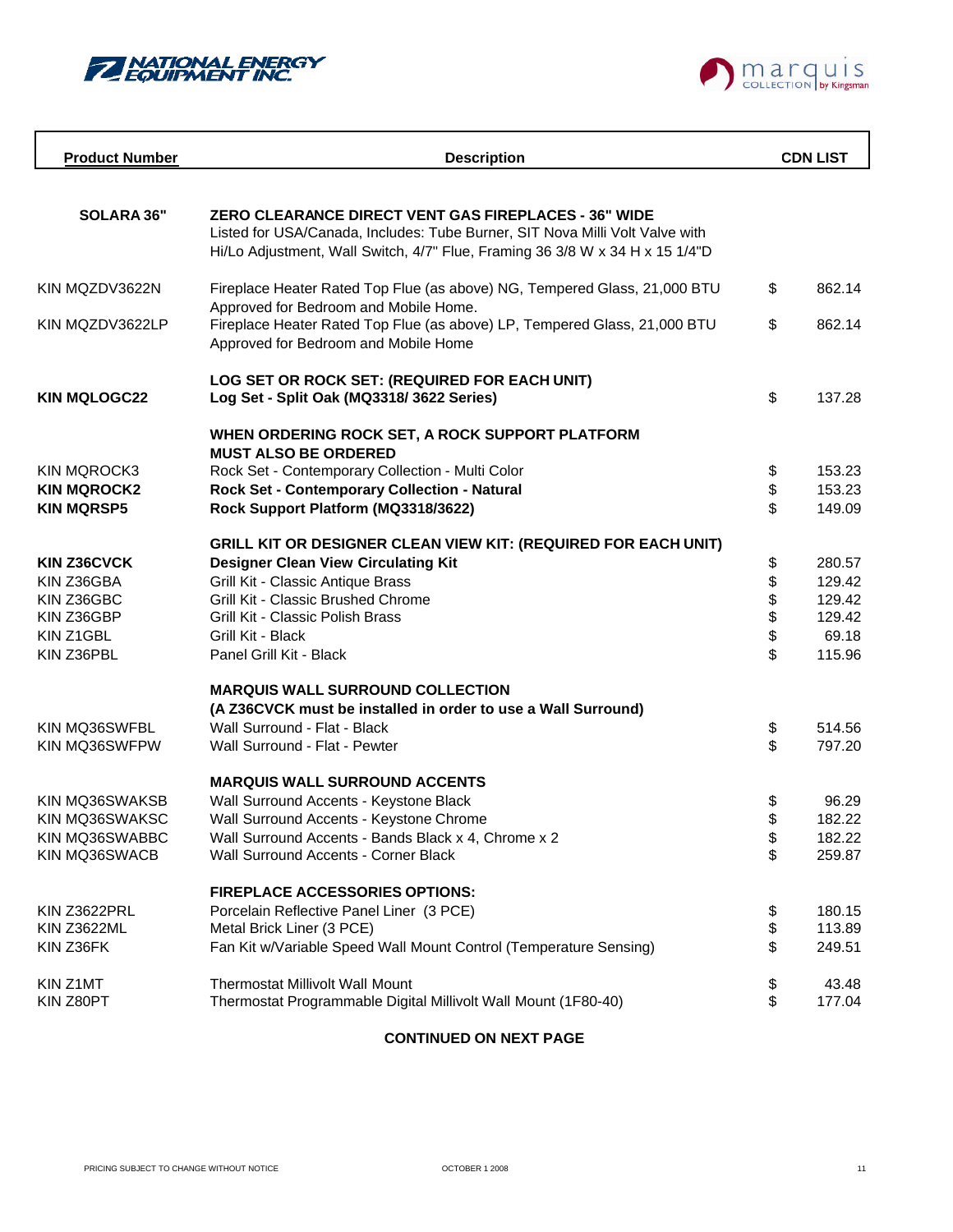NATIONAL ENERGY EQUIPMENT INC.

marquis COLLECTION by Kingsman

| Product Number | Description | CDN LIST |
|---|---|---|
| **SOLARA 36"** | **ZERO CLEARANCE DIRECT VENT GAS FIREPLACES - 36" WIDE** Listed for USA/Canada, Includes: Tube Burner, SIT Nova Milli Volt Valve with Hi/Lo Adjustment, Wall Switch, 4/7" Flue, Framing 36 3/8 W x 34 H x 15 1/4"D | |
| KIN MQZDV3622N | Fireplace Heater Rated Top Flue (as above) NG, Tempered Glass, 21,000 BTU Approved for Bedroom and Mobile Home. | $ 862.14 |
| KIN MQZDV3622LP | Fireplace Heater Rated Top Flue (as above) LP, Tempered Glass, 21,000 BTU Approved for Bedroom and Mobile Home | $ 862.14 |
| | **LOG SET OR ROCK SET: (REQUIRED FOR EACH UNIT)** | |
| **KIN MQLOGC22** | **Log Set - Split Oak (MQ3318/ 3622 Series)** | $ 137.28 |
| | **WHEN ORDERING ROCK SET, A ROCK SUPPORT PLATFORM MUST ALSO BE ORDERED** | |
| KIN MQROCK3 | Rock Set - Contemporary Collection - Multi Color | $ 153.23 |
| **KIN MQROCK2** | **Rock Set - Contemporary Collection - Natural** | $ 153.23 |
| **KIN MQRSP5** | **Rock Support Platform (MQ3318/3622)** | $ 149.09 |
| | **GRILL KIT OR DESIGNER CLEAN VIEW KIT: (REQUIRED FOR EACH UNIT)** | |
| **KIN Z36CVCK** | **Designer Clean View Circulating Kit** | $ 280.57 |
| KIN Z36GBA | Grill Kit - Classic Antique Brass | $ 129.42 |
| KIN Z36GBC | Grill Kit - Classic Brushed Chrome | $ 129.42 |
| KIN Z36GBP | Grill Kit - Classic Polish Brass | $ 129.42 |
| KIN Z1GBL | Grill Kit - Black | $ 69.18 |
| KIN Z36PBL | Panel Grill Kit - Black | $ 115.96 |
| | **MARQUIS WALL SURROUND COLLECTION** **(A Z36CVCK must be installed in order to use a Wall Surround)** | |
| KIN MQ36SWFBL | Wall Surround - Flat - Black | $ 514.56 |
| KIN MQ36SWFPW | Wall Surround - Flat - Pewter | $ 797.20 |
| | **MARQUIS WALL SURROUND ACCENTS** | |
| KIN MQ36SWAKSB | Wall Surround Accents - Keystone Black | $ 96.29 |
| KIN MQ36SWAKSC | Wall Surround Accents - Keystone Chrome | $ 182.22 |
| KIN MQ36SWABBC | Wall Surround Accents - Bands Black x 4, Chrome x 2 | $ 182.22 |
| KIN MQ36SWACB | Wall Surround Accents - Corner Black | $ 259.87 |
| | **FIREPLACE ACCESSORIES OPTIONS:** | |
| KIN Z3622PRL | Porcelain Reflective Panel Liner (3 PCE) | $ 180.15 |
| KIN Z3622ML | Metal Brick Liner (3 PCE) | $ 113.89 |
| KIN Z36FK | Fan Kit w/Variable Speed Wall Mount Control (Temperature Sensing) | $ 249.51 |
| KIN Z1MT | Thermostat Millivolt Wall Mount | $ 43.48 |
| KIN Z80PT | Thermostat Programmable Digital Millivolt Wall Mount (1F80-40) | $ 177.04 |

**CONTINUED ON NEXT PAGE**

PRICING SUBJECT TO CHANGE WITHOUT NOTICE — OCTOBER 1 2008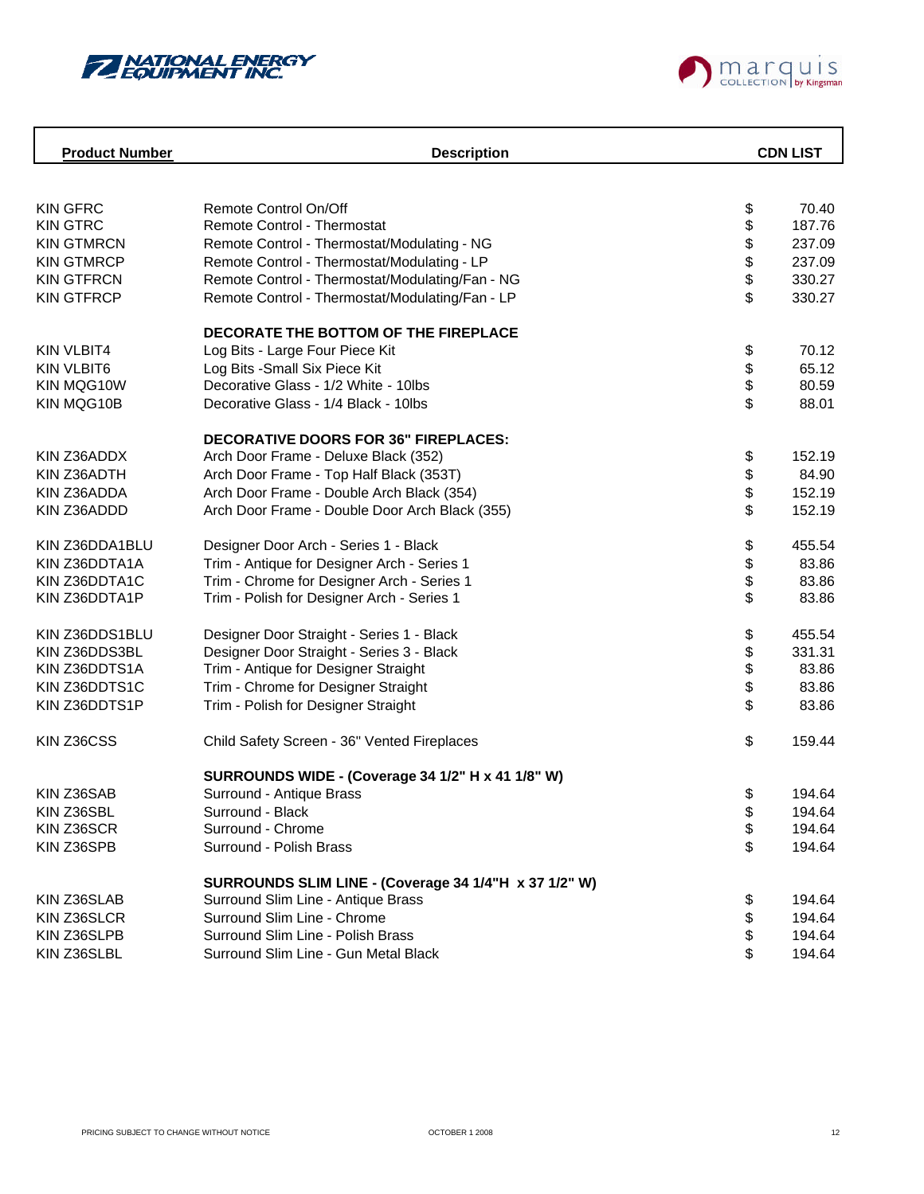NATIONAL ENERGY EQUIPMENT INC.

marquis COLLECTION by Kingsman

| Product Number | Description | CDN LIST |
|---|---|---|
| KIN GFRC | Remote Control On/Off | $ 70.40 |
| KIN GTRC | Remote Control - Thermostat | $ 187.76 |
| KIN GTMRCN | Remote Control - Thermostat/Modulating - NG | $ 237.09 |
| KIN GTMRCP | Remote Control - Thermostat/Modulating - LP | $ 237.09 |
| KIN GTFRCN | Remote Control - Thermostat/Modulating/Fan - NG | $ 330.27 |
| KIN GTFRCP | Remote Control - Thermostat/Modulating/Fan - LP | $ 330.27 |
| | **DECORATE THE BOTTOM OF THE FIREPLACE** | |
| KIN VLBIT4 | Log Bits - Large Four Piece Kit | $ 70.12 |
| KIN VLBIT6 | Log Bits -Small Six Piece Kit | $ 65.12 |
| KIN MQG10W | Decorative Glass - 1/2 White - 10lbs | $ 80.59 |
| KIN MQG10B | Decorative Glass - 1/4 Black - 10lbs | $ 88.01 |
| | **DECORATIVE DOORS FOR 36" FIREPLACES:** | |
| KIN Z36ADDX | Arch Door Frame - Deluxe Black (352) | $ 152.19 |
| KIN Z36ADTH | Arch Door Frame - Top Half Black (353T) | $ 84.90 |
| KIN Z36ADDA | Arch Door Frame - Double Arch Black (354) | $ 152.19 |
| KIN Z36ADDD | Arch Door Frame - Double Door Arch Black (355) | $ 152.19 |
| KIN Z36DDA1BLU | Designer Door Arch - Series 1 - Black | $ 455.54 |
| KIN Z36DDTA1A | Trim - Antique for Designer Arch - Series 1 | $ 83.86 |
| KIN Z36DDTA1C | Trim - Chrome for Designer Arch - Series 1 | $ 83.86 |
| KIN Z36DDTA1P | Trim - Polish for Designer Arch - Series 1 | $ 83.86 |
| KIN Z36DDS1BLU | Designer Door Straight - Series 1 - Black | $ 455.54 |
| KIN Z36DDS3BL | Designer Door Straight - Series 3 - Black | $ 331.31 |
| KIN Z36DDTS1A | Trim - Antique for Designer Straight | $ 83.86 |
| KIN Z36DDTS1C | Trim - Chrome for Designer Straight | $ 83.86 |
| KIN Z36DDTS1P | Trim - Polish for Designer Straight | $ 83.86 |
| KIN Z36CSS | Child Safety Screen - 36" Vented Fireplaces | $ 159.44 |
| | **SURROUNDS WIDE - (Coverage 34 1/2" H x 41 1/8" W)** | |
| KIN Z36SAB | Surround - Antique Brass | $ 194.64 |
| KIN Z36SBL | Surround - Black | $ 194.64 |
| KIN Z36SCR | Surround - Chrome | $ 194.64 |
| KIN Z36SPB | Surround - Polish Brass | $ 194.64 |
| | **SURROUNDS SLIM LINE - (Coverage 34 1/4"H x 37 1/2" W)** | |
| KIN Z36SLAB | Surround Slim Line - Antique Brass | $ 194.64 |
| KIN Z36SLCR | Surround Slim Line - Chrome | $ 194.64 |
| KIN Z36SLPB | Surround Slim Line - Polish Brass | $ 194.64 |
| KIN Z36SLBL | Surround Slim Line - Gun Metal Black | $ 194.64 |

PRICING SUBJECT TO CHANGE WITHOUT NOTICE    OCTOBER 1 2008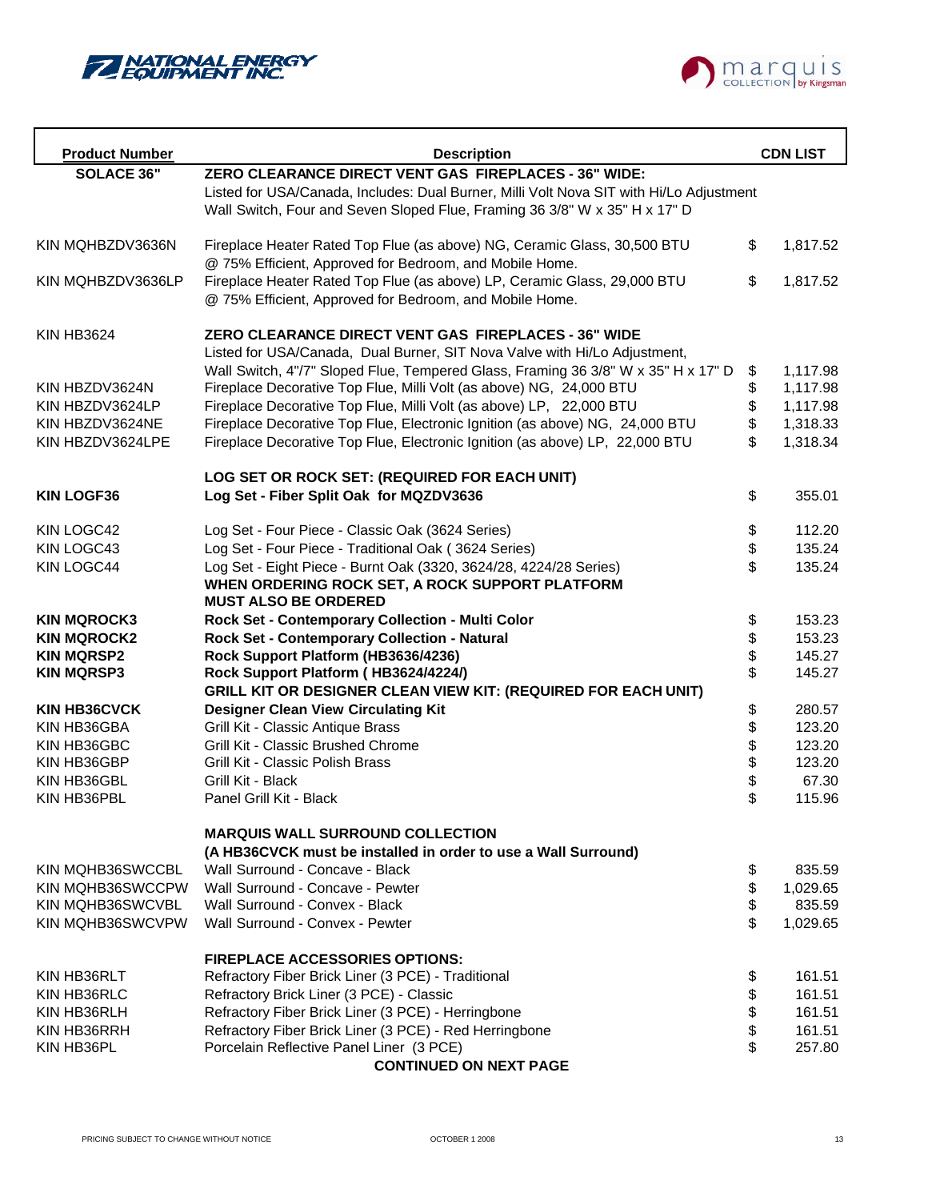NATIONAL ENERGY EQUIPMENT INC.

marquis COLLECTION by Kingsman

| Product Number | Description | | CDN LIST |
|---|---|---|---|
| **SOLACE 36"** | **ZERO CLEARANCE DIRECT VENT GAS FIREPLACES - 36" WIDE:** | | |
| | Listed for USA/Canada, Includes: Dual Burner, Milli Volt Nova SIT with Hi/Lo Adjustment | | |
| | Wall Switch, Four and Seven Sloped Flue, Framing 36 3/8" W x 35" H x 17" D | | |
| KIN MQHBZDV3636N | Fireplace Heater Rated Top Flue (as above) NG, Ceramic Glass, 30,500 BTU @ 75% Efficient, Approved for Bedroom, and Mobile Home. | $ | 1,817.52 |
| KIN MQHBZDV3636LP | Fireplace Heater Rated Top Flue (as above) LP, Ceramic Glass, 29,000 BTU @ 75% Efficient, Approved for Bedroom, and Mobile Home. | $ | 1,817.52 |
| KIN HB3624 | **ZERO CLEARANCE DIRECT VENT GAS FIREPLACES - 36" WIDE** | | |
| | Listed for USA/Canada, Dual Burner, SIT Nova Valve with Hi/Lo Adjustment, | | |
| | Wall Switch, 4"/7" Sloped Flue, Tempered Glass, Framing 36 3/8" W x 35" H x 17" D | $ | 1,117.98 |
| KIN HBZDV3624N | Fireplace Decorative Top Flue, Milli Volt (as above) NG, 24,000 BTU | $ | 1,117.98 |
| KIN HBZDV3624LP | Fireplace Decorative Top Flue, Milli Volt (as above) LP, 22,000 BTU | $ | 1,117.98 |
| KIN HBZDV3624NE | Fireplace Decorative Top Flue, Electronic Ignition (as above) NG, 24,000 BTU | $ | 1,318.33 |
| KIN HBZDV3624LPE | Fireplace Decorative Top Flue, Electronic Ignition (as above) LP, 22,000 BTU | $ | 1,318.34 |
| | **LOG SET OR ROCK SET: (REQUIRED FOR EACH UNIT)** | | |
| **KIN LOGF36** | **Log Set - Fiber Split Oak for MQZDV3636** | $ | 355.01 |
| KIN LOGC42 | Log Set - Four Piece - Classic Oak (3624 Series) | $ | 112.20 |
| KIN LOGC43 | Log Set - Four Piece - Traditional Oak ( 3624 Series) | $ | 135.24 |
| KIN LOGC44 | Log Set - Eight Piece - Burnt Oak (3320, 3624/28, 4224/28 Series) | $ | 135.24 |
| | **WHEN ORDERING ROCK SET, A ROCK SUPPORT PLATFORM MUST ALSO BE ORDERED** | | |
| **KIN MQROCK3** | **Rock Set - Contemporary Collection - Multi Color** | $ | 153.23 |
| **KIN MQROCK2** | **Rock Set - Contemporary Collection - Natural** | $ | 153.23 |
| **KIN MQRSP2** | **Rock Support Platform (HB3636/4236)** | $ | 145.27 |
| **KIN MQRSP3** | **Rock Support Platform ( HB3624/4224/)** | $ | 145.27 |
| | **GRILL KIT OR DESIGNER CLEAN VIEW KIT: (REQUIRED FOR EACH UNIT)** | | |
| **KIN HB36CVCK** | **Designer Clean View Circulating Kit** | $ | 280.57 |
| KIN HB36GBA | Grill Kit - Classic Antique Brass | $ | 123.20 |
| KIN HB36GBC | Grill Kit - Classic Brushed Chrome | $ | 123.20 |
| KIN HB36GBP | Grill Kit - Classic Polish Brass | $ | 123.20 |
| KIN HB36GBL | Grill Kit - Black | $ | 67.30 |
| KIN HB36PBL | Panel Grill Kit - Black | $ | 115.96 |
| | **MARQUIS WALL SURROUND COLLECTION** | | |
| | **(A HB36CVCK must be installed in order to use a Wall Surround)** | | |
| KIN MQHB36SWCCBL | Wall Surround - Concave - Black | $ | 835.59 |
| KIN MQHB36SWCCPW | Wall Surround - Concave - Pewter | $ | 1,029.65 |
| KIN MQHB36SWCVBL | Wall Surround - Convex - Black | $ | 835.59 |
| KIN MQHB36SWCVPW | Wall Surround - Convex - Pewter | $ | 1,029.65 |
| | **FIREPLACE ACCESSORIES OPTIONS:** | | |
| KIN HB36RLT | Refractory Fiber Brick Liner (3 PCE) - Traditional | $ | 161.51 |
| KIN HB36RLC | Refractory Brick Liner (3 PCE) - Classic | $ | 161.51 |
| KIN HB36RLH | Refractory Fiber Brick Liner (3 PCE) - Herringbone | $ | 161.51 |
| KIN HB36RRH | Refractory Fiber Brick Liner (3 PCE) - Red Herringbone | $ | 161.51 |
| KIN HB36PL | Porcelain Reflective Panel Liner (3 PCE) | $ | 257.80 |

**CONTINUED ON NEXT PAGE**

PRICING SUBJECT TO CHANGE WITHOUT NOTICE — OCTOBER 1 2008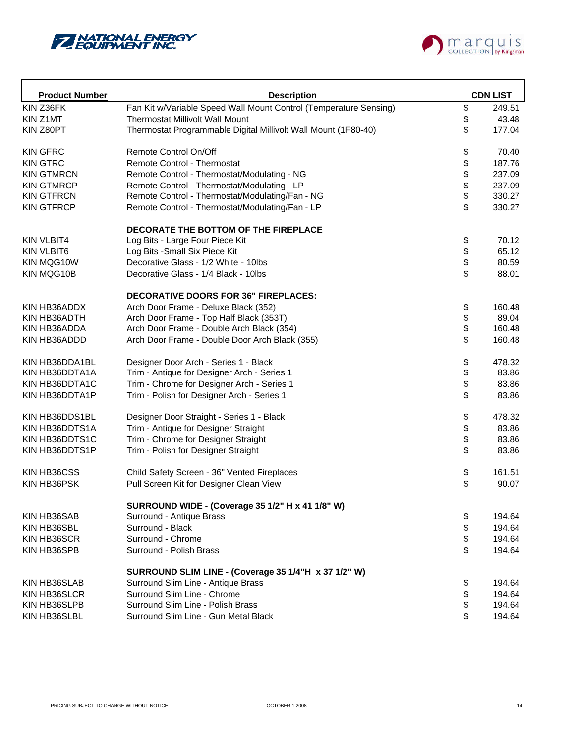NATIONAL ENERGY EQUIPMENT INC.

marquis COLLECTION by Kingsman

| Product Number | Description | CDN LIST |
|---|---|---|
| KIN Z36FK | Fan Kit w/Variable Speed Wall Mount Control (Temperature Sensing) | $ 249.51 |
| KIN Z1MT | Thermostat Millivolt Wall Mount | $ 43.48 |
| KIN Z80PT | Thermostat Programmable Digital Millivolt Wall Mount (1F80-40) | $ 177.04 |
| | | |
| KIN GFRC | Remote Control On/Off | $ 70.40 |
| KIN GTRC | Remote Control - Thermostat | $ 187.76 |
| KIN GTMRCN | Remote Control - Thermostat/Modulating - NG | $ 237.09 |
| KIN GTMRCP | Remote Control - Thermostat/Modulating - LP | $ 237.09 |
| KIN GTFRCN | Remote Control - Thermostat/Modulating/Fan - NG | $ 330.27 |
| KIN GTFRCP | Remote Control - Thermostat/Modulating/Fan - LP | $ 330.27 |
| | | |
| | **DECORATE THE BOTTOM OF THE FIREPLACE** | |
| KIN VLBIT4 | Log Bits - Large Four Piece Kit | $ 70.12 |
| KIN VLBIT6 | Log Bits -Small Six Piece Kit | $ 65.12 |
| KIN MQG10W | Decorative Glass - 1/2 White - 10lbs | $ 80.59 |
| KIN MQG10B | Decorative Glass - 1/4 Black - 10lbs | $ 88.01 |
| | | |
| | **DECORATIVE DOORS FOR 36" FIREPLACES:** | |
| KIN HB36ADDX | Arch Door Frame - Deluxe Black (352) | $ 160.48 |
| KIN HB36ADTH | Arch Door Frame - Top Half Black (353T) | $ 89.04 |
| KIN HB36ADDA | Arch Door Frame - Double Arch Black (354) | $ 160.48 |
| KIN HB36ADDD | Arch Door Frame - Double Door Arch Black (355) | $ 160.48 |
| | | |
| KIN HB36DDA1BL | Designer Door Arch - Series 1 - Black | $ 478.32 |
| KIN HB36DDTA1A | Trim - Antique for Designer Arch - Series 1 | $ 83.86 |
| KIN HB36DDTA1C | Trim - Chrome for Designer Arch - Series 1 | $ 83.86 |
| KIN HB36DDTA1P | Trim - Polish for Designer Arch - Series 1 | $ 83.86 |
| | | |
| KIN HB36DDS1BL | Designer Door Straight - Series 1 - Black | $ 478.32 |
| KIN HB36DDTS1A | Trim - Antique for Designer Straight | $ 83.86 |
| KIN HB36DDTS1C | Trim - Chrome for Designer Straight | $ 83.86 |
| KIN HB36DDTS1P | Trim - Polish for Designer Straight | $ 83.86 |
| | | |
| KIN HB36CSS | Child Safety Screen - 36" Vented Fireplaces | $ 161.51 |
| KIN HB36PSK | Pull Screen Kit for Designer Clean View | $ 90.07 |
| | | |
| | **SURROUND WIDE - (Coverage 35 1/2" H x 41 1/8" W)** | |
| KIN HB36SAB | Surround - Antique Brass | $ 194.64 |
| KIN HB36SBL | Surround - Black | $ 194.64 |
| KIN HB36SCR | Surround - Chrome | $ 194.64 |
| KIN HB36SPB | Surround - Polish Brass | $ 194.64 |
| | | |
| | **SURROUND SLIM LINE - (Coverage 35 1/4"H x 37 1/2" W)** | |
| KIN HB36SLAB | Surround Slim Line - Antique Brass | $ 194.64 |
| KIN HB36SLCR | Surround Slim Line - Chrome | $ 194.64 |
| KIN HB36SLPB | Surround Slim Line - Polish Brass | $ 194.64 |
| KIN HB36SLBL | Surround Slim Line - Gun Metal Black | $ 194.64 |

PRICING SUBJECT TO CHANGE WITHOUT NOTICE — OCTOBER 1 2008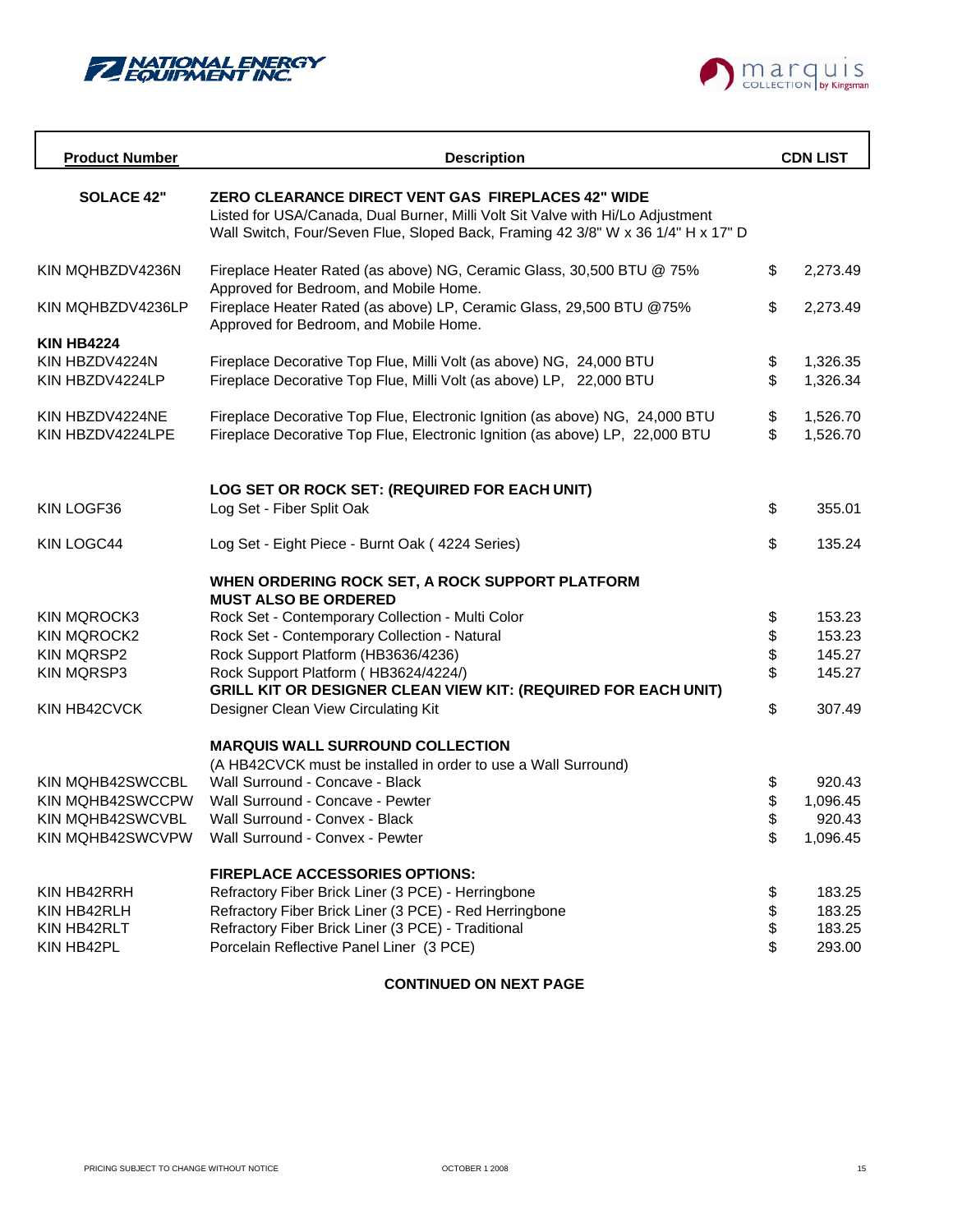NATIONAL ENERGY EQUIPMENT INC.

marquis COLLECTION by Kingsman

| Product Number | Description | CDN LIST |
|---|---|---|
| **SOLACE 42"** | **ZERO CLEARANCE DIRECT VENT GAS FIREPLACES 42" WIDE**<br>Listed for USA/Canada, Dual Burner, Milli Volt Sit Valve with Hi/Lo Adjustment<br>Wall Switch, Four/Seven Flue, Sloped Back, Framing 42 3/8" W x 36 1/4" H x 17" D | |
| KIN MQHBZDV4236N | Fireplace Heater Rated (as above) NG, Ceramic Glass, 30,500 BTU @ 75%<br>Approved for Bedroom, and Mobile Home. | $ 2,273.49 |
| KIN MQHBZDV4236LP | Fireplace Heater Rated (as above) LP, Ceramic Glass, 29,500 BTU @75%<br>Approved for Bedroom, and Mobile Home. | $ 2,273.49 |
| **KIN HB4224** | | |
| KIN HBZDV4224N | Fireplace Decorative Top Flue, Milli Volt (as above) NG, 24,000 BTU | $ 1,326.35 |
| KIN HBZDV4224LP | Fireplace Decorative Top Flue, Milli Volt (as above) LP, 22,000 BTU | $ 1,326.34 |
| KIN HBZDV4224NE | Fireplace Decorative Top Flue, Electronic Ignition (as above) NG, 24,000 BTU | $ 1,526.70 |
| KIN HBZDV4224LPE | Fireplace Decorative Top Flue, Electronic Ignition (as above) LP, 22,000 BTU | $ 1,526.70 |
| | **LOG SET OR ROCK SET: (REQUIRED FOR EACH UNIT)** | |
| KIN LOGF36 | Log Set - Fiber Split Oak | $ 355.01 |
| KIN LOGC44 | Log Set - Eight Piece - Burnt Oak ( 4224 Series) | $ 135.24 |
| | **WHEN ORDERING ROCK SET, A ROCK SUPPORT PLATFORM MUST ALSO BE ORDERED** | |
| KIN MQROCK3 | Rock Set - Contemporary Collection - Multi Color | $ 153.23 |
| KIN MQROCK2 | Rock Set - Contemporary Collection - Natural | $ 153.23 |
| KIN MQRSP2 | Rock Support Platform (HB3636/4236) | $ 145.27 |
| KIN MQRSP3 | Rock Support Platform ( HB3624/4224/) | $ 145.27 |
| | **GRILL KIT OR DESIGNER CLEAN VIEW KIT: (REQUIRED FOR EACH UNIT)** | |
| KIN HB42CVCK | Designer Clean View Circulating Kit | $ 307.49 |
| | **MARQUIS WALL SURROUND COLLECTION**<br>(A HB42CVCK must be installed in order to use a Wall Surround) | |
| KIN MQHB42SWCCBL | Wall Surround - Concave - Black | $ 920.43 |
| KIN MQHB42SWCCPW | Wall Surround - Concave - Pewter | $ 1,096.45 |
| KIN MQHB42SWCVBL | Wall Surround - Convex - Black | $ 920.43 |
| KIN MQHB42SWCVPW | Wall Surround - Convex - Pewter | $ 1,096.45 |
| | **FIREPLACE ACCESSORIES OPTIONS:** | |
| KIN HB42RRH | Refractory Fiber Brick Liner (3 PCE) - Herringbone | $ 183.25 |
| KIN HB42RLH | Refractory Fiber Brick Liner (3 PCE) - Red Herringbone | $ 183.25 |
| KIN HB42RLT | Refractory Fiber Brick Liner (3 PCE) - Traditional | $ 183.25 |
| KIN HB42PL | Porcelain Reflective Panel Liner (3 PCE) | $ 293.00 |

**CONTINUED ON NEXT PAGE**

PRICING SUBJECT TO CHANGE WITHOUT NOTICE — OCTOBER 1 2008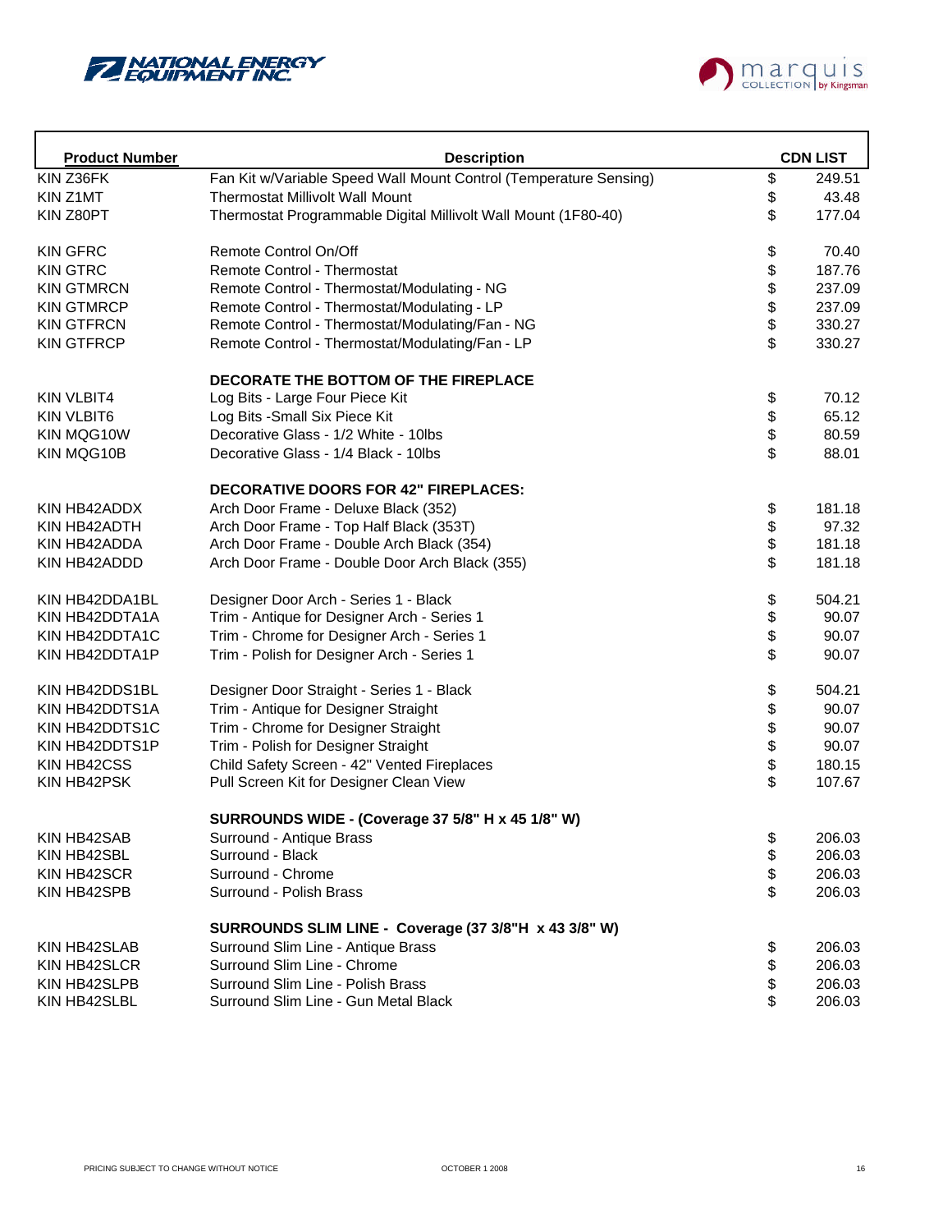| Product Number | Description | CDN LIST |
|---|---|---|
| KIN Z36FK | Fan Kit w/Variable Speed Wall Mount Control (Temperature Sensing) | $ 249.51 |
| KIN Z1MT | Thermostat Millivolt Wall Mount | $ 43.48 |
| KIN Z80PT | Thermostat Programmable Digital Millivolt Wall Mount (1F80-40) | $ 177.04 |
| | | |
| KIN GFRC | Remote Control On/Off | $ 70.40 |
| KIN GTRC | Remote Control - Thermostat | $ 187.76 |
| KIN GTMRCN | Remote Control - Thermostat/Modulating - NG | $ 237.09 |
| KIN GTMRCP | Remote Control - Thermostat/Modulating - LP | $ 237.09 |
| KIN GTFRCN | Remote Control - Thermostat/Modulating/Fan - NG | $ 330.27 |
| KIN GTFRCP | Remote Control - Thermostat/Modulating/Fan - LP | $ 330.27 |
| | | |
| | **DECORATE THE BOTTOM OF THE FIREPLACE** | |
| KIN VLBIT4 | Log Bits - Large Four Piece Kit | $ 70.12 |
| KIN VLBIT6 | Log Bits -Small Six Piece Kit | $ 65.12 |
| KIN MQG10W | Decorative Glass - 1/2 White - 10lbs | $ 80.59 |
| KIN MQG10B | Decorative Glass - 1/4 Black - 10lbs | $ 88.01 |
| | | |
| | **DECORATIVE DOORS FOR 42" FIREPLACES:** | |
| KIN HB42ADDX | Arch Door Frame - Deluxe Black (352) | $ 181.18 |
| KIN HB42ADTH | Arch Door Frame - Top Half Black (353T) | $ 97.32 |
| KIN HB42ADDA | Arch Door Frame - Double Arch Black (354) | $ 181.18 |
| KIN HB42ADDD | Arch Door Frame - Double Door Arch Black (355) | $ 181.18 |
| | | |
| KIN HB42DDA1BL | Designer Door Arch - Series 1 - Black | $ 504.21 |
| KIN HB42DDTA1A | Trim - Antique for Designer Arch - Series 1 | $ 90.07 |
| KIN HB42DDTA1C | Trim - Chrome for Designer Arch - Series 1 | $ 90.07 |
| KIN HB42DDTA1P | Trim - Polish for Designer Arch - Series 1 | $ 90.07 |
| | | |
| KIN HB42DDS1BL | Designer Door Straight - Series 1 - Black | $ 504.21 |
| KIN HB42DDTS1A | Trim - Antique for Designer Straight | $ 90.07 |
| KIN HB42DDTS1C | Trim - Chrome for Designer Straight | $ 90.07 |
| KIN HB42DDTS1P | Trim - Polish for Designer Straight | $ 90.07 |
| KIN HB42CSS | Child Safety Screen - 42" Vented Fireplaces | $ 180.15 |
| KIN HB42PSK | Pull Screen Kit for Designer Clean View | $ 107.67 |
| | | |
| | **SURROUNDS WIDE - (Coverage 37 5/8" H x 45 1/8" W)** | |
| KIN HB42SAB | Surround - Antique Brass | $ 206.03 |
| KIN HB42SBL | Surround - Black | $ 206.03 |
| KIN HB42SCR | Surround - Chrome | $ 206.03 |
| KIN HB42SPB | Surround - Polish Brass | $ 206.03 |
| | | |
| | **SURROUNDS SLIM LINE - Coverage (37 3/8"H x 43 3/8" W)** | |
| KIN HB42SLAB | Surround Slim Line - Antique Brass | $ 206.03 |
| KIN HB42SLCR | Surround Slim Line - Chrome | $ 206.03 |
| KIN HB42SLPB | Surround Slim Line - Polish Brass | $ 206.03 |
| KIN HB42SLBL | Surround Slim Line - Gun Metal Black | $ 206.03 |

PRICING SUBJECT TO CHANGE WITHOUT NOTICE

OCTOBER 1 2008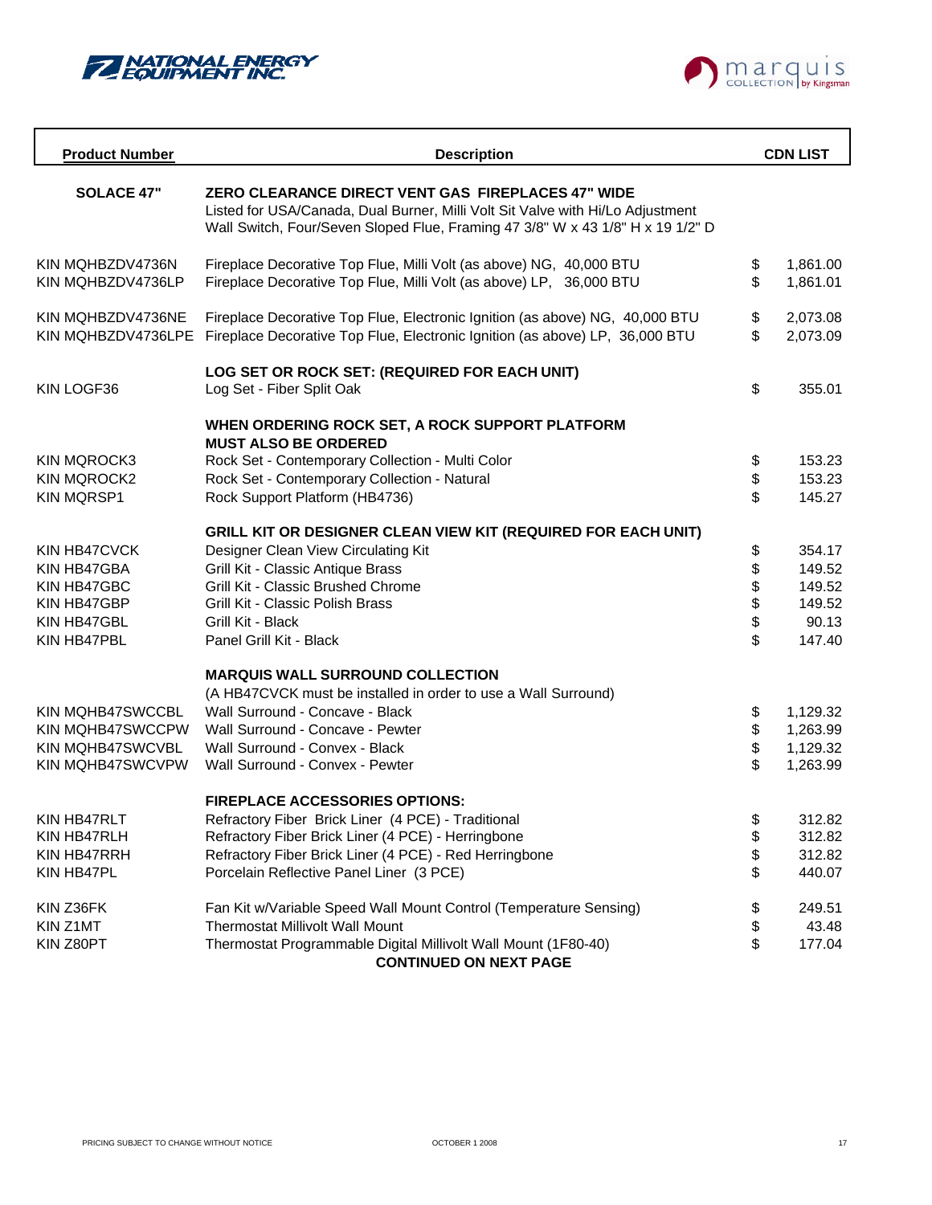NATIONAL ENERGY EQUIPMENT INC.

marquis COLLECTION by Kingsman

| Product Number | Description | CDN LIST |
|---|---|---|
| **SOLACE 47"** | **ZERO CLEARANCE DIRECT VENT GAS FIREPLACES 47" WIDE** | |
| | Listed for USA/Canada, Dual Burner, Milli Volt Sit Valve with Hi/Lo Adjustment | |
| | Wall Switch, Four/Seven Sloped Flue, Framing 47 3/8" W x 43 1/8" H x 19 1/2" D | |
| KIN MQHBZDV4736N | Fireplace Decorative Top Flue, Milli Volt (as above) NG, 40,000 BTU | $ 1,861.00 |
| KIN MQHBZDV4736LP | Fireplace Decorative Top Flue, Milli Volt (as above) LP, 36,000 BTU | $ 1,861.01 |
| KIN MQHBZDV4736NE | Fireplace Decorative Top Flue, Electronic Ignition (as above) NG, 40,000 BTU | $ 2,073.08 |
| KIN MQHBZDV4736LPE | Fireplace Decorative Top Flue, Electronic Ignition (as above) LP, 36,000 BTU | $ 2,073.09 |
| | **LOG SET OR ROCK SET: (REQUIRED FOR EACH UNIT)** | |
| KIN LOGF36 | Log Set - Fiber Split Oak | $ 355.01 |
| | **WHEN ORDERING ROCK SET, A ROCK SUPPORT PLATFORM MUST ALSO BE ORDERED** | |
| KIN MQROCK3 | Rock Set - Contemporary Collection - Multi Color | $ 153.23 |
| KIN MQROCK2 | Rock Set - Contemporary Collection - Natural | $ 153.23 |
| KIN MQRSP1 | Rock Support Platform (HB4736) | $ 145.27 |
| | **GRILL KIT OR DESIGNER CLEAN VIEW KIT (REQUIRED FOR EACH UNIT)** | |
| KIN HB47CVCK | Designer Clean View Circulating Kit | $ 354.17 |
| KIN HB47GBA | Grill Kit - Classic Antique Brass | $ 149.52 |
| KIN HB47GBC | Grill Kit - Classic Brushed Chrome | $ 149.52 |
| KIN HB47GBP | Grill Kit - Classic Polish Brass | $ 149.52 |
| KIN HB47GBL | Grill Kit - Black | $ 90.13 |
| KIN HB47PBL | Panel Grill Kit - Black | $ 147.40 |
| | **MARQUIS WALL SURROUND COLLECTION** | |
| | (A HB47CVCK must be installed in order to use a Wall Surround) | |
| KIN MQHB47SWCCBL | Wall Surround - Concave - Black | $ 1,129.32 |
| KIN MQHB47SWCCPW | Wall Surround - Concave - Pewter | $ 1,263.99 |
| KIN MQHB47SWCVBL | Wall Surround - Convex - Black | $ 1,129.32 |
| KIN MQHB47SWCVPW | Wall Surround - Convex - Pewter | $ 1,263.99 |
| | **FIREPLACE ACCESSORIES OPTIONS:** | |
| KIN HB47RLT | Refractory Fiber Brick Liner (4 PCE) - Traditional | $ 312.82 |
| KIN HB47RLH | Refractory Fiber Brick Liner (4 PCE) - Herringbone | $ 312.82 |
| KIN HB47RRH | Refractory Fiber Brick Liner (4 PCE) - Red Herringbone | $ 312.82 |
| KIN HB47PL | Porcelain Reflective Panel Liner (3 PCE) | $ 440.07 |
| KIN Z36FK | Fan Kit w/Variable Speed Wall Mount Control (Temperature Sensing) | $ 249.51 |
| KIN Z1MT | Thermostat Millivolt Wall Mount | $ 43.48 |
| KIN Z80PT | Thermostat Programmable Digital Millivolt Wall Mount (1F80-40) | $ 177.04 |

**CONTINUED ON NEXT PAGE**

PRICING SUBJECT TO CHANGE WITHOUT NOTICE — OCTOBER 1 2008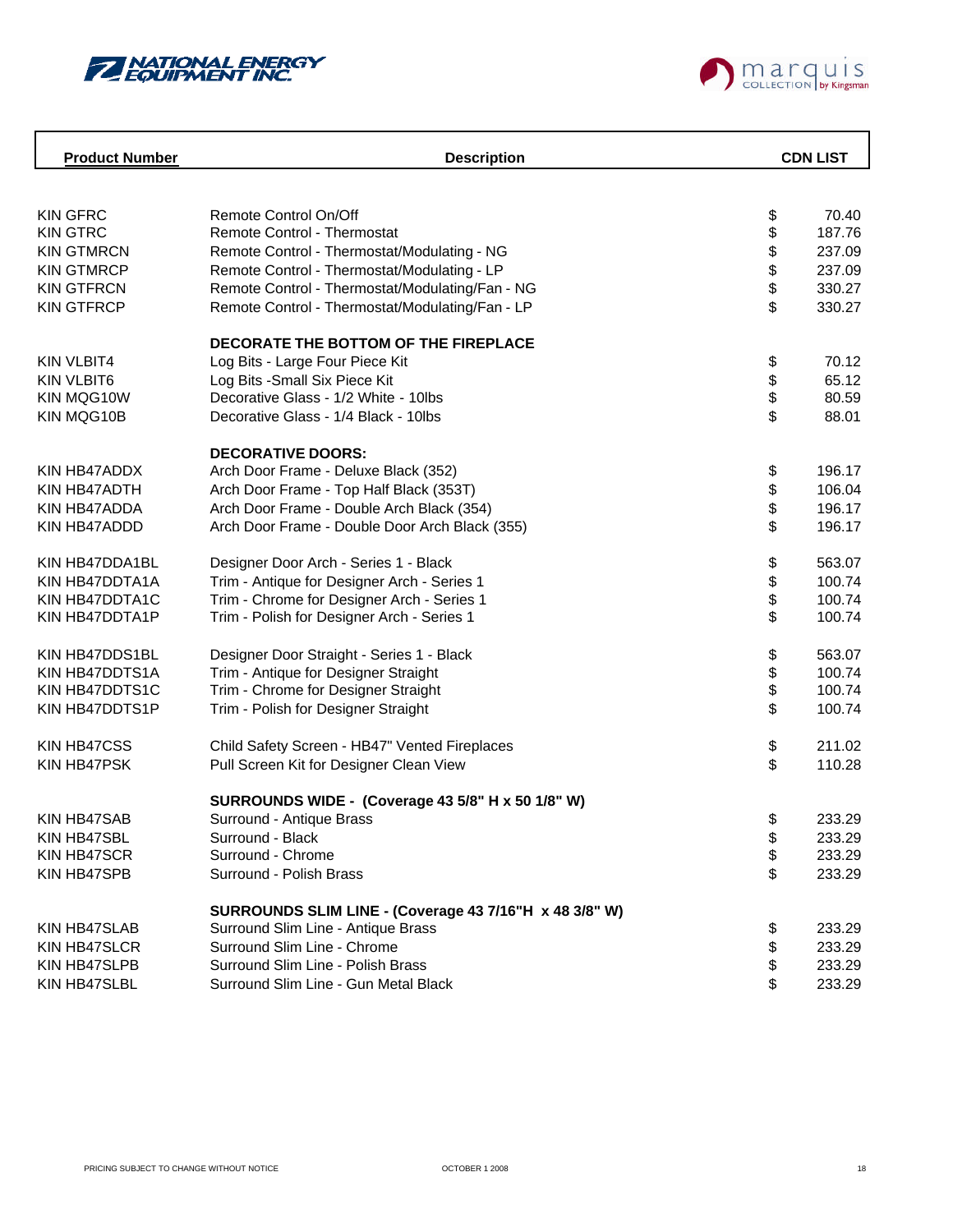NATIONAL ENERGY EQUIPMENT INC.

marquis COLLECTION by Kingsman

| Product Number | Description | CDN LIST |
|---|---|---|
| KIN GFRC | Remote Control On/Off | $ 70.40 |
| KIN GTRC | Remote Control - Thermostat | $ 187.76 |
| KIN GTMRCN | Remote Control - Thermostat/Modulating - NG | $ 237.09 |
| KIN GTMRCP | Remote Control - Thermostat/Modulating - LP | $ 237.09 |
| KIN GTFRCN | Remote Control - Thermostat/Modulating/Fan - NG | $ 330.27 |
| KIN GTFRCP | Remote Control - Thermostat/Modulating/Fan - LP | $ 330.27 |
| | **DECORATE THE BOTTOM OF THE FIREPLACE** | |
| KIN VLBIT4 | Log Bits - Large Four Piece Kit | $ 70.12 |
| KIN VLBIT6 | Log Bits -Small Six Piece Kit | $ 65.12 |
| KIN MQG10W | Decorative Glass - 1/2 White - 10lbs | $ 80.59 |
| KIN MQG10B | Decorative Glass - 1/4 Black - 10lbs | $ 88.01 |
| | **DECORATIVE DOORS:** | |
| KIN HB47ADDX | Arch Door Frame - Deluxe Black (352) | $ 196.17 |
| KIN HB47ADTH | Arch Door Frame - Top Half Black (353T) | $ 106.04 |
| KIN HB47ADDA | Arch Door Frame - Double Arch Black (354) | $ 196.17 |
| KIN HB47ADDD | Arch Door Frame - Double Door Arch Black (355) | $ 196.17 |
| KIN HB47DDA1BL | Designer Door Arch - Series 1 - Black | $ 563.07 |
| KIN HB47DDTA1A | Trim - Antique for Designer Arch - Series 1 | $ 100.74 |
| KIN HB47DDTA1C | Trim - Chrome for Designer Arch - Series 1 | $ 100.74 |
| KIN HB47DDTA1P | Trim - Polish for Designer Arch - Series 1 | $ 100.74 |
| KIN HB47DDS1BL | Designer Door Straight - Series 1 - Black | $ 563.07 |
| KIN HB47DDTS1A | Trim - Antique for Designer Straight | $ 100.74 |
| KIN HB47DDTS1C | Trim - Chrome for Designer Straight | $ 100.74 |
| KIN HB47DDTS1P | Trim - Polish for Designer Straight | $ 100.74 |
| KIN HB47CSS | Child Safety Screen - HB47" Vented Fireplaces | $ 211.02 |
| KIN HB47PSK | Pull Screen Kit for Designer Clean View | $ 110.28 |
| | **SURROUNDS WIDE - (Coverage 43 5/8" H x 50 1/8" W)** | |
| KIN HB47SAB | Surround - Antique Brass | $ 233.29 |
| KIN HB47SBL | Surround - Black | $ 233.29 |
| KIN HB47SCR | Surround - Chrome | $ 233.29 |
| KIN HB47SPB | Surround - Polish Brass | $ 233.29 |
| | **SURROUNDS SLIM LINE - (Coverage 43 7/16"H x 48 3/8" W)** | |
| KIN HB47SLAB | Surround Slim Line - Antique Brass | $ 233.29 |
| KIN HB47SLCR | Surround Slim Line - Chrome | $ 233.29 |
| KIN HB47SLPB | Surround Slim Line - Polish Brass | $ 233.29 |
| KIN HB47SLBL | Surround Slim Line - Gun Metal Black | $ 233.29 |

PRICING SUBJECT TO CHANGE WITHOUT NOTICE OCTOBER 1 2008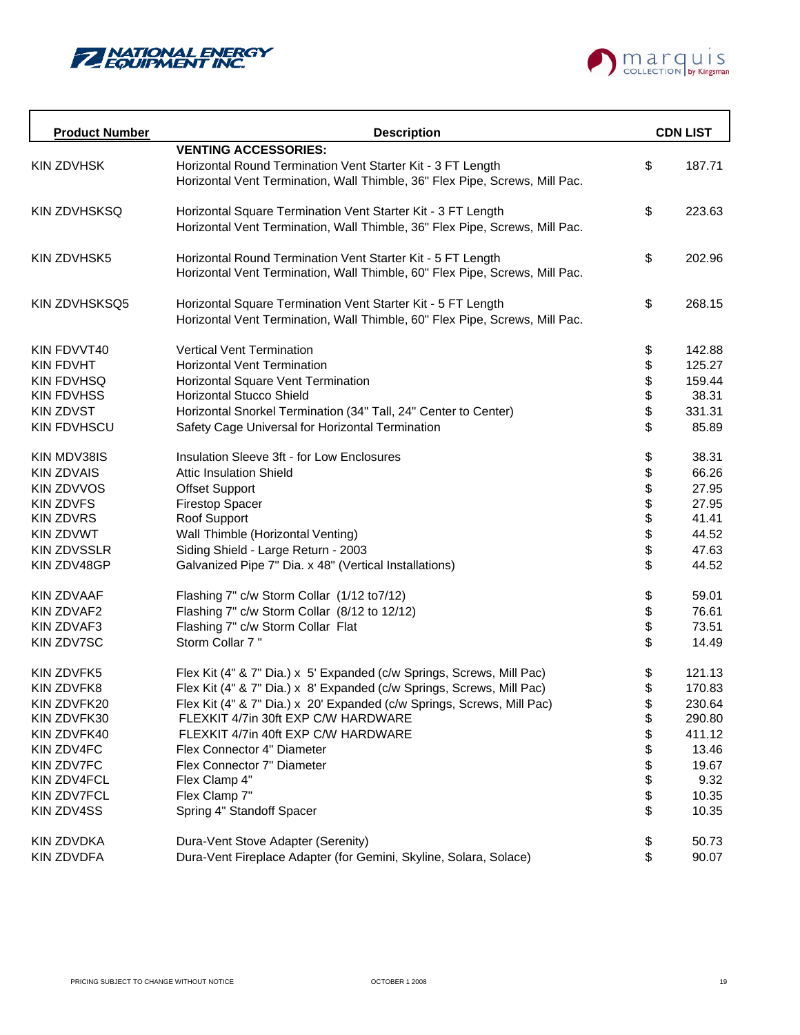NATIONAL ENERGY EQUIPMENT INC.

marquis COLLECTION by Kingsman

| Product Number | Description | CDN LIST |
|---|---|---|
| | **VENTING ACCESSORIES:** | |
| KIN ZDVHSK | Horizontal Round Termination Vent Starter Kit - 3 FT Length<br>Horizontal Vent Termination, Wall Thimble, 36" Flex Pipe, Screws, Mill Pac. | $ 187.71 |
| KIN ZDVHSKSQ | Horizontal Square Termination Vent Starter Kit - 3 FT Length<br>Horizontal Vent Termination, Wall Thimble, 36" Flex Pipe, Screws, Mill Pac. | $ 223.63 |
| KIN ZDVHSK5 | Horizontal Round Termination Vent Starter Kit - 5 FT Length<br>Horizontal Vent Termination, Wall Thimble, 60" Flex Pipe, Screws, Mill Pac. | $ 202.96 |
| KIN ZDVHSKSQ5 | Horizontal Square Termination Vent Starter Kit - 5 FT Length<br>Horizontal Vent Termination, Wall Thimble, 60" Flex Pipe, Screws, Mill Pac. | $ 268.15 |
| KIN FDVVT40 | Vertical Vent Termination | $ 142.88 |
| KIN FDVHT | Horizontal Vent Termination | $ 125.27 |
| KIN FDVHSQ | Horizontal Square Vent Termination | $ 159.44 |
| KIN FDVHSS | Horizontal Stucco Shield | $ 38.31 |
| KIN ZDVST | Horizontal Snorkel Termination (34" Tall, 24" Center to Center) | $ 331.31 |
| KIN FDVHSCU | Safety Cage Universal for Horizontal Termination | $ 85.89 |
| KIN MDV38IS | Insulation Sleeve 3ft - for Low Enclosures | $ 38.31 |
| KIN ZDVAIS | Attic Insulation Shield | $ 66.26 |
| KIN ZDVVOS | Offset Support | $ 27.95 |
| KIN ZDVFS | Firestop Spacer | $ 27.95 |
| KIN ZDVRS | Roof Support | $ 41.41 |
| KIN ZDVWT | Wall Thimble (Horizontal Venting) | $ 44.52 |
| KIN ZDVSSLR | Siding Shield - Large Return - 2003 | $ 47.63 |
| KIN ZDV48GP | Galvanized Pipe 7" Dia. x 48" (Vertical Installations) | $ 44.52 |
| KIN ZDVAAF | Flashing 7" c/w Storm Collar (1/12 to7/12) | $ 59.01 |
| KIN ZDVAF2 | Flashing 7" c/w Storm Collar (8/12 to 12/12) | $ 76.61 |
| KIN ZDVAF3 | Flashing 7" c/w Storm Collar Flat | $ 73.51 |
| KIN ZDV7SC | Storm Collar 7 " | $ 14.49 |
| KIN ZDVFK5 | Flex Kit (4" & 7" Dia.) x 5' Expanded (c/w Springs, Screws, Mill Pac) | $ 121.13 |
| KIN ZDVFK8 | Flex Kit (4" & 7" Dia.) x 8' Expanded (c/w Springs, Screws, Mill Pac) | $ 170.83 |
| KIN ZDVFK20 | Flex Kit (4" & 7" Dia.) x 20' Expanded (c/w Springs, Screws, Mill Pac) | $ 230.64 |
| KIN ZDVFK30 | FLEXKIT 4/7in 30ft EXP C/W HARDWARE | $ 290.80 |
| KIN ZDVFK40 | FLEXKIT 4/7in 40ft EXP C/W HARDWARE | $ 411.12 |
| KIN ZDV4FC | Flex Connector 4" Diameter | $ 13.46 |
| KIN ZDV7FC | Flex Connector 7" Diameter | $ 19.67 |
| KIN ZDV4FCL | Flex Clamp 4" | $ 9.32 |
| KIN ZDV7FCL | Flex Clamp 7" | $ 10.35 |
| KIN ZDV4SS | Spring 4" Standoff Spacer | $ 10.35 |
| KIN ZDVDKA | Dura-Vent Stove Adapter (Serenity) | $ 50.73 |
| KIN ZDVDFA | Dura-Vent Fireplace Adapter (for Gemini, Skyline, Solara, Solace) | $ 90.07 |

PRICING SUBJECT TO CHANGE WITHOUT NOTICE OCTOBER 1 2008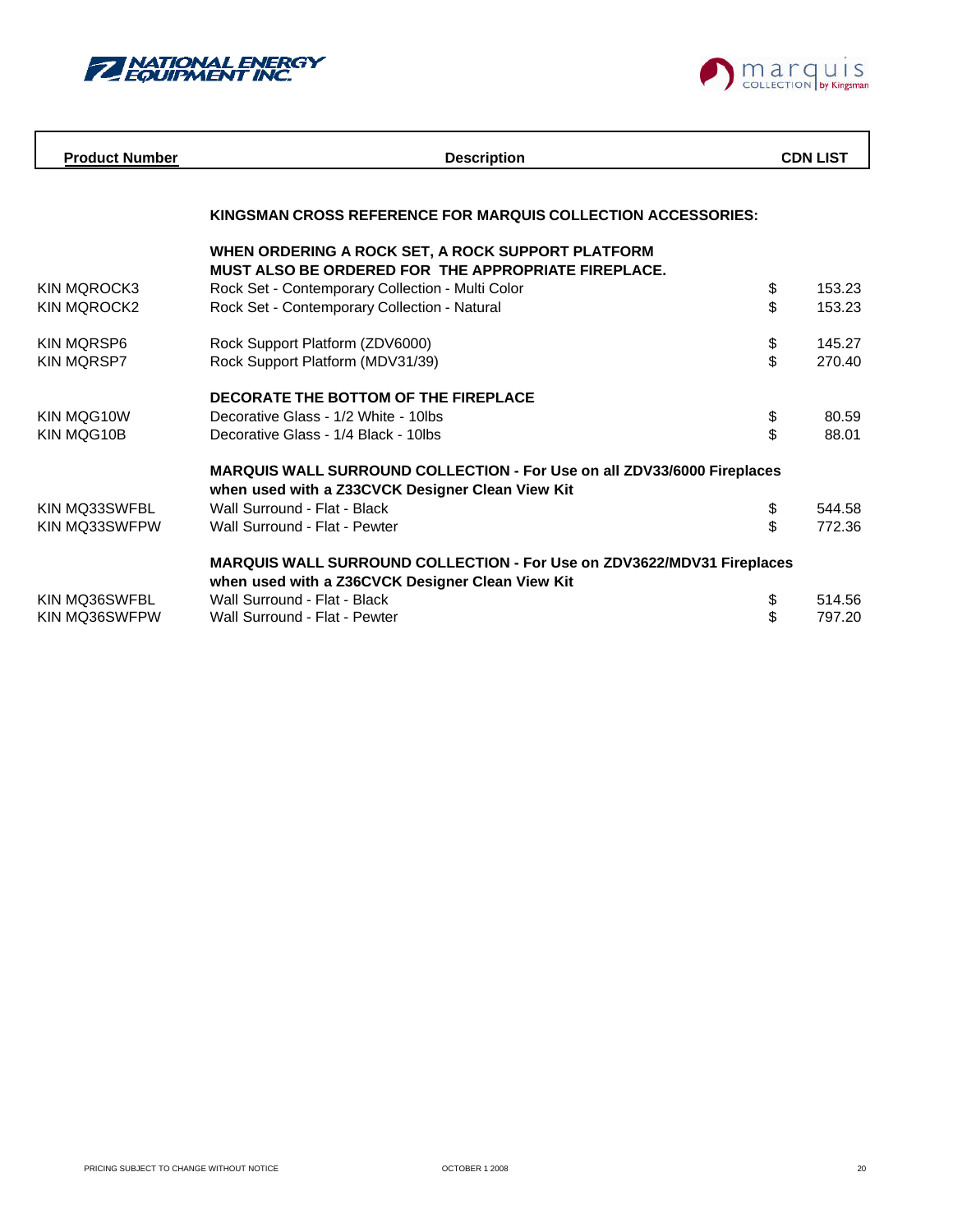NATIONAL ENERGY EQUIPMENT INC.

marquis COLLECTION by Kingsman

| Product Number | Description | CDN LIST |
|---|---|---|
| | **KINGSMAN CROSS REFERENCE FOR MARQUIS COLLECTION ACCESSORIES:** | |
| | **WHEN ORDERING A ROCK SET, A ROCK SUPPORT PLATFORM MUST ALSO BE ORDERED FOR THE APPROPRIATE FIREPLACE.** | |
| KIN MQROCK3 | Rock Set - Contemporary Collection - Multi Color | $ 153.23 |
| KIN MQROCK2 | Rock Set - Contemporary Collection - Natural | $ 153.23 |
| KIN MQRSP6 | Rock Support Platform (ZDV6000) | $ 145.27 |
| KIN MQRSP7 | Rock Support Platform (MDV31/39) | $ 270.40 |
| | **DECORATE THE BOTTOM OF THE FIREPLACE** | |
| KIN MQG10W | Decorative Glass - 1/2 White - 10lbs | $ 80.59 |
| KIN MQG10B | Decorative Glass - 1/4 Black - 10lbs | $ 88.01 |
| | **MARQUIS WALL SURROUND COLLECTION - For Use on all ZDV33/6000 Fireplaces when used with a Z33CVCK Designer Clean View Kit** | |
| KIN MQ33SWFBL | Wall Surround - Flat - Black | $ 544.58 |
| KIN MQ33SWFPW | Wall Surround - Flat - Pewter | $ 772.36 |
| | **MARQUIS WALL SURROUND COLLECTION - For Use on ZDV3622/MDV31 Fireplaces when used with a Z36CVCK Designer Clean View Kit** | |
| KIN MQ36SWFBL | Wall Surround - Flat - Black | $ 514.56 |
| KIN MQ36SWFPW | Wall Surround - Flat - Pewter | $ 797.20 |

PRICING SUBJECT TO CHANGE WITHOUT NOTICE | OCTOBER 1 2008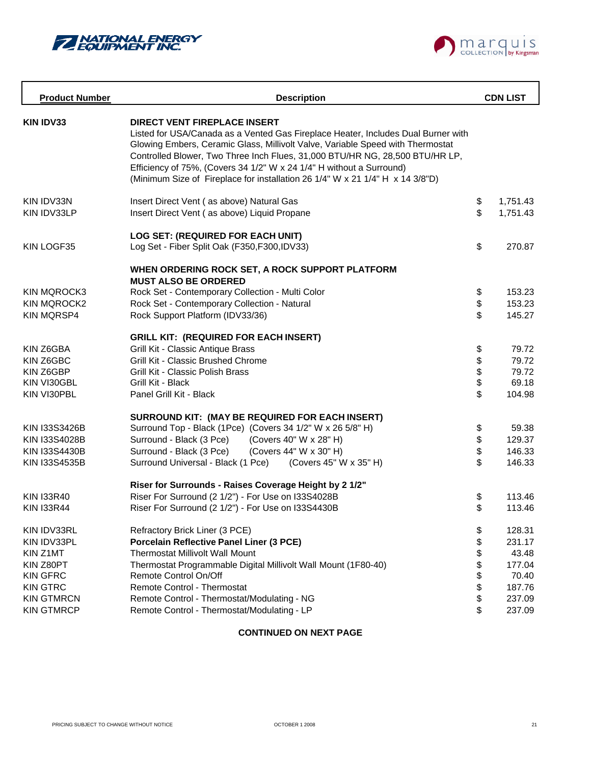NATIONAL ENERGY EQUIPMENT INC.

marquis COLLECTION by Kingsman

| Product Number | Description | CDN LIST |
|---|---|---|
| **KIN IDV33** | **DIRECT VENT FIREPLACE INSERT**<br>Listed for USA/Canada as a Vented Gas Fireplace Heater, Includes Dual Burner with Glowing Embers, Ceramic Glass, Millivolt Valve, Variable Speed with Thermostat Controlled Blower, Two Three Inch Flues, 31,000 BTU/HR NG, 28,500 BTU/HR LP, Efficiency of 75%, (Covers 34 1/2" W x 24 1/4" H without a Surround)<br>(Minimum Size of Fireplace for installation 26 1/4" W x 21 1/4" H x 14 3/8"D) | |
| KIN IDV33N | Insert Direct Vent ( as above) Natural Gas | $ 1,751.43 |
| KIN IDV33LP | Insert Direct Vent ( as above) Liquid Propane | $ 1,751.43 |
| | **LOG SET: (REQUIRED FOR EACH UNIT)** | |
| KIN LOGF35 | Log Set - Fiber Split Oak (F350,F300,IDV33) | $ 270.87 |
| | **WHEN ORDERING ROCK SET, A ROCK SUPPORT PLATFORM MUST ALSO BE ORDERED** | |
| KIN MQROCK3 | Rock Set - Contemporary Collection - Multi Color | $ 153.23 |
| KIN MQROCK2 | Rock Set - Contemporary Collection - Natural | $ 153.23 |
| KIN MQRSP4 | Rock Support Platform (IDV33/36) | $ 145.27 |
| | **GRILL KIT: (REQUIRED FOR EACH INSERT)** | |
| KIN Z6GBA | Grill Kit - Classic Antique Brass | $ 79.72 |
| KIN Z6GBC | Grill Kit - Classic Brushed Chrome | $ 79.72 |
| KIN Z6GBP | Grill Kit - Classic Polish Brass | $ 79.72 |
| KIN VI30GBL | Grill Kit - Black | $ 69.18 |
| KIN VI30PBL | Panel Grill Kit - Black | $ 104.98 |
| | **SURROUND KIT: (MAY BE REQUIRED FOR EACH INSERT)** | |
| KIN I33S3426B | Surround Top - Black (1Pce) (Covers 34 1/2" W x 26 5/8" H) | $ 59.38 |
| KIN I33S4028B | Surround - Black (3 Pce) (Covers 40" W x 28" H) | $ 129.37 |
| KIN I33S4430B | Surround - Black (3 Pce) (Covers 44" W x 30" H) | $ 146.33 |
| KIN I33S4535B | Surround Universal - Black (1 Pce) (Covers 45" W x 35" H) | $ 146.33 |
| | **Riser for Surrounds - Raises Coverage Height by 2 1/2"** | |
| KIN I33R40 | Riser For Surround (2 1/2") - For Use on I33S4028B | $ 113.46 |
| KIN I33R44 | Riser For Surround (2 1/2") - For Use on I33S4430B | $ 113.46 |
| KIN IDV33RL | Refractory Brick Liner (3 PCE) | $ 128.31 |
| KIN IDV33PL | **Porcelain Reflective Panel Liner (3 PCE)** | $ 231.17 |
| KIN Z1MT | Thermostat Millivolt Wall Mount | $ 43.48 |
| KIN Z80PT | Thermostat Programmable Digital Millivolt Wall Mount (1F80-40) | $ 177.04 |
| KIN GFRC | Remote Control On/Off | $ 70.40 |
| KIN GTRC | Remote Control - Thermostat | $ 187.76 |
| KIN GTMRCN | Remote Control - Thermostat/Modulating - NG | $ 237.09 |
| KIN GTMRCP | Remote Control - Thermostat/Modulating - LP | $ 237.09 |

**CONTINUED ON NEXT PAGE**

PRICING SUBJECT TO CHANGE WITHOUT NOTICE OCTOBER 1 2008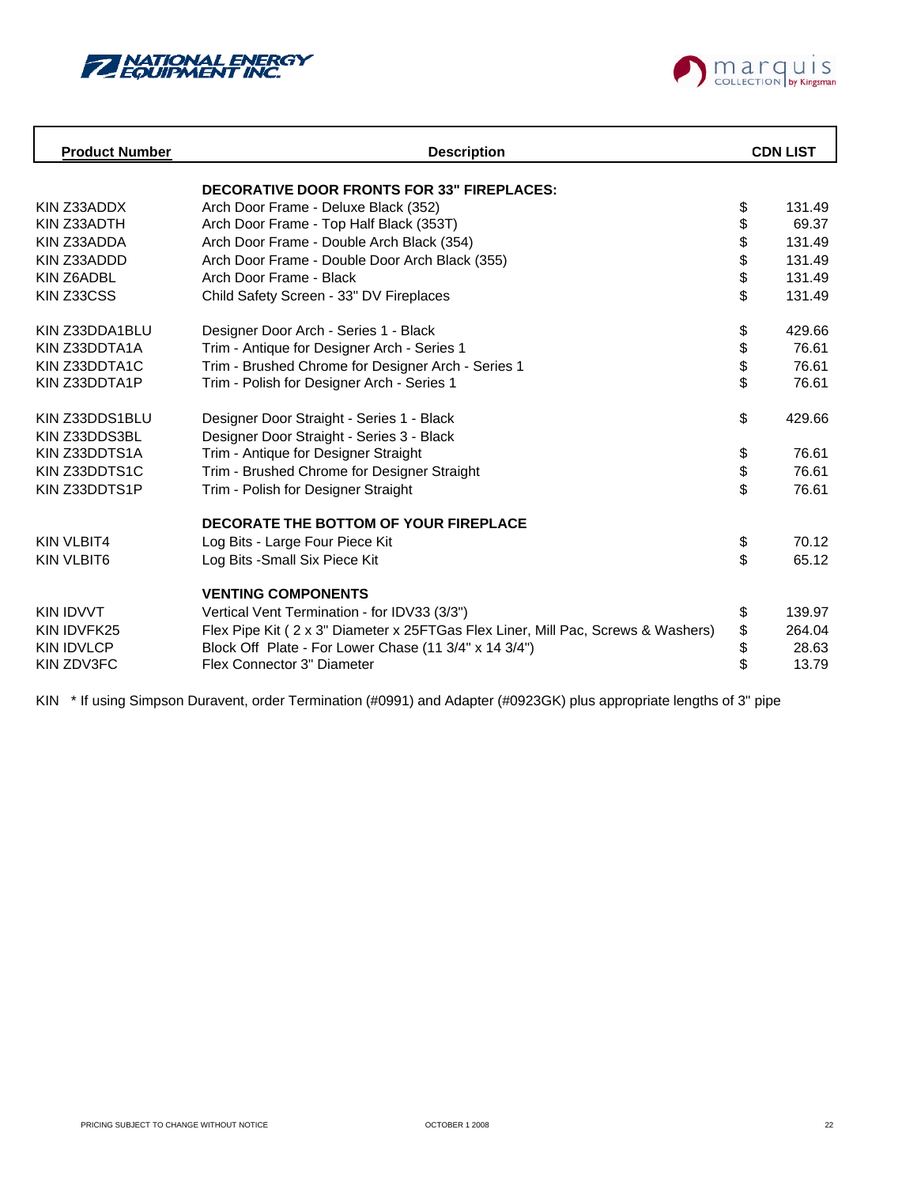NATIONAL ENERGY EQUIPMENT INC.

marquis COLLECTION by Kingsman

| Product Number | Description | CDN LIST |
| --- | --- | --- |
| | **DECORATIVE DOOR FRONTS FOR 33" FIREPLACES:** | |
| KIN Z33ADDX | Arch Door Frame - Deluxe Black (352) | $ 131.49 |
| KIN Z33ADTH | Arch Door Frame - Top Half Black (353T) | $ 69.37 |
| KIN Z33ADDA | Arch Door Frame - Double Arch Black (354) | $ 131.49 |
| KIN Z33ADDD | Arch Door Frame - Double Door Arch Black (355) | $ 131.49 |
| KIN Z6ADBL | Arch Door Frame - Black | $ 131.49 |
| KIN Z33CSS | Child Safety Screen - 33" DV Fireplaces | $ 131.49 |
| | | |
| KIN Z33DDA1BLU | Designer Door Arch - Series 1 - Black | $ 429.66 |
| KIN Z33DDTA1A | Trim - Antique for Designer Arch - Series 1 | $ 76.61 |
| KIN Z33DDTA1C | Trim - Brushed Chrome for Designer Arch - Series 1 | $ 76.61 |
| KIN Z33DDTA1P | Trim - Polish for Designer Arch - Series 1 | $ 76.61 |
| | | |
| KIN Z33DDS1BLU | Designer Door Straight - Series 1 - Black | $ 429.66 |
| KIN Z33DDS3BL | Designer Door Straight - Series 3 - Black | |
| KIN Z33DDTS1A | Trim - Antique for Designer Straight | $ 76.61 |
| KIN Z33DDTS1C | Trim - Brushed Chrome for Designer Straight | $ 76.61 |
| KIN Z33DDTS1P | Trim - Polish for Designer Straight | $ 76.61 |
| | | |
| | **DECORATE THE BOTTOM OF YOUR FIREPLACE** | |
| KIN VLBIT4 | Log Bits - Large Four Piece Kit | $ 70.12 |
| KIN VLBIT6 | Log Bits -Small Six Piece Kit | $ 65.12 |
| | | |
| | **VENTING COMPONENTS** | |
| KIN IDVVT | Vertical Vent Termination - for IDV33 (3/3") | $ 139.97 |
| KIN IDVFK25 | Flex Pipe Kit ( 2 x 3" Diameter x 25FTGas Flex Liner, Mill Pac, Screws & Washers) | $ 264.04 |
| KIN IDVLCP | Block Off Plate - For Lower Chase (11 3/4" x 14 3/4") | $ 28.63 |
| KIN ZDV3FC | Flex Connector 3" Diameter | $ 13.79 |

KIN * If using Simpson Duravent, order Termination (#0991) and Adapter (#0923GK) plus appropriate lengths of 3" pipe

PRICING SUBJECT TO CHANGE WITHOUT NOTICE    OCTOBER 1 2008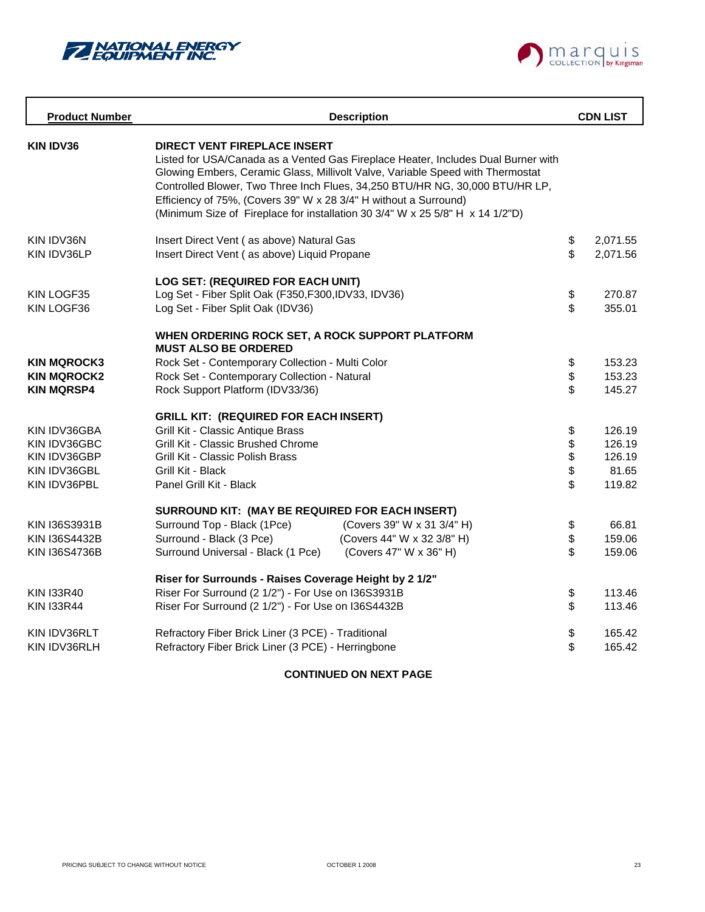NATIONAL ENERGY EQUIPMENT INC.

marquis COLLECTION by Kingsman

| Product Number | Description | CDN LIST |
|---|---|---|
| **KIN IDV36** | **DIRECT VENT FIREPLACE INSERT**<br>Listed for USA/Canada as a Vented Gas Fireplace Heater, Includes Dual Burner with Glowing Embers, Ceramic Glass, Millivolt Valve, Variable Speed with Thermostat Controlled Blower, Two Three Inch Flues, 34,250 BTU/HR NG, 30,000 BTU/HR LP, Efficiency of 75%, (Covers 39" W x 28 3/4" H without a Surround)<br>(Minimum Size of Fireplace for installation 30 3/4" W x 25 5/8" H x 14 1/2"D) | |
| KIN IDV36N | Insert Direct Vent ( as above) Natural Gas | $ 2,071.55 |
| KIN IDV36LP | Insert Direct Vent ( as above) Liquid Propane | $ 2,071.56 |
| | **LOG SET: (REQUIRED FOR EACH UNIT)** | |
| KIN LOGF35 | Log Set - Fiber Split Oak (F350,F300,IDV33, IDV36) | $ 270.87 |
| KIN LOGF36 | Log Set - Fiber Split Oak (IDV36) | $ 355.01 |
| | **WHEN ORDERING ROCK SET, A ROCK SUPPORT PLATFORM MUST ALSO BE ORDERED** | |
| **KIN MQROCK3** | Rock Set - Contemporary Collection - Multi Color | $ 153.23 |
| **KIN MQROCK2** | Rock Set - Contemporary Collection - Natural | $ 153.23 |
| **KIN MQRSP4** | Rock Support Platform (IDV33/36) | $ 145.27 |
| | **GRILL KIT: (REQUIRED FOR EACH INSERT)** | |
| KIN IDV36GBA | Grill Kit - Classic Antique Brass | $ 126.19 |
| KIN IDV36GBC | Grill Kit - Classic Brushed Chrome | $ 126.19 |
| KIN IDV36GBP | Grill Kit - Classic Polish Brass | $ 126.19 |
| KIN IDV36GBL | Grill Kit - Black | $ 81.65 |
| KIN IDV36PBL | Panel Grill Kit - Black | $ 119.82 |
| | **SURROUND KIT: (MAY BE REQUIRED FOR EACH INSERT)** | |
| KIN I36S3931B | Surround Top - Black (1Pce) (Covers 39" W x 31 3/4" H) | $ 66.81 |
| KIN I36S4432B | Surround - Black (3 Pce) (Covers 44" W x 32 3/8" H) | $ 159.06 |
| KIN I36S4736B | Surround Universal - Black (1 Pce) (Covers 47" W x 36" H) | $ 159.06 |
| | **Riser for Surrounds - Raises Coverage Height by 2 1/2"** | |
| KIN I33R40 | Riser For Surround (2 1/2") - For Use on I36S3931B | $ 113.46 |
| KIN I33R44 | Riser For Surround (2 1/2") - For Use on I36S4432B | $ 113.46 |
| KIN IDV36RLT | Refractory Fiber Brick Liner (3 PCE) - Traditional | $ 165.42 |
| KIN IDV36RLH | Refractory Fiber Brick Liner (3 PCE) - Herringbone | $ 165.42 |

**CONTINUED ON NEXT PAGE**

PRICING SUBJECT TO CHANGE WITHOUT NOTICE    OCTOBER 1 2008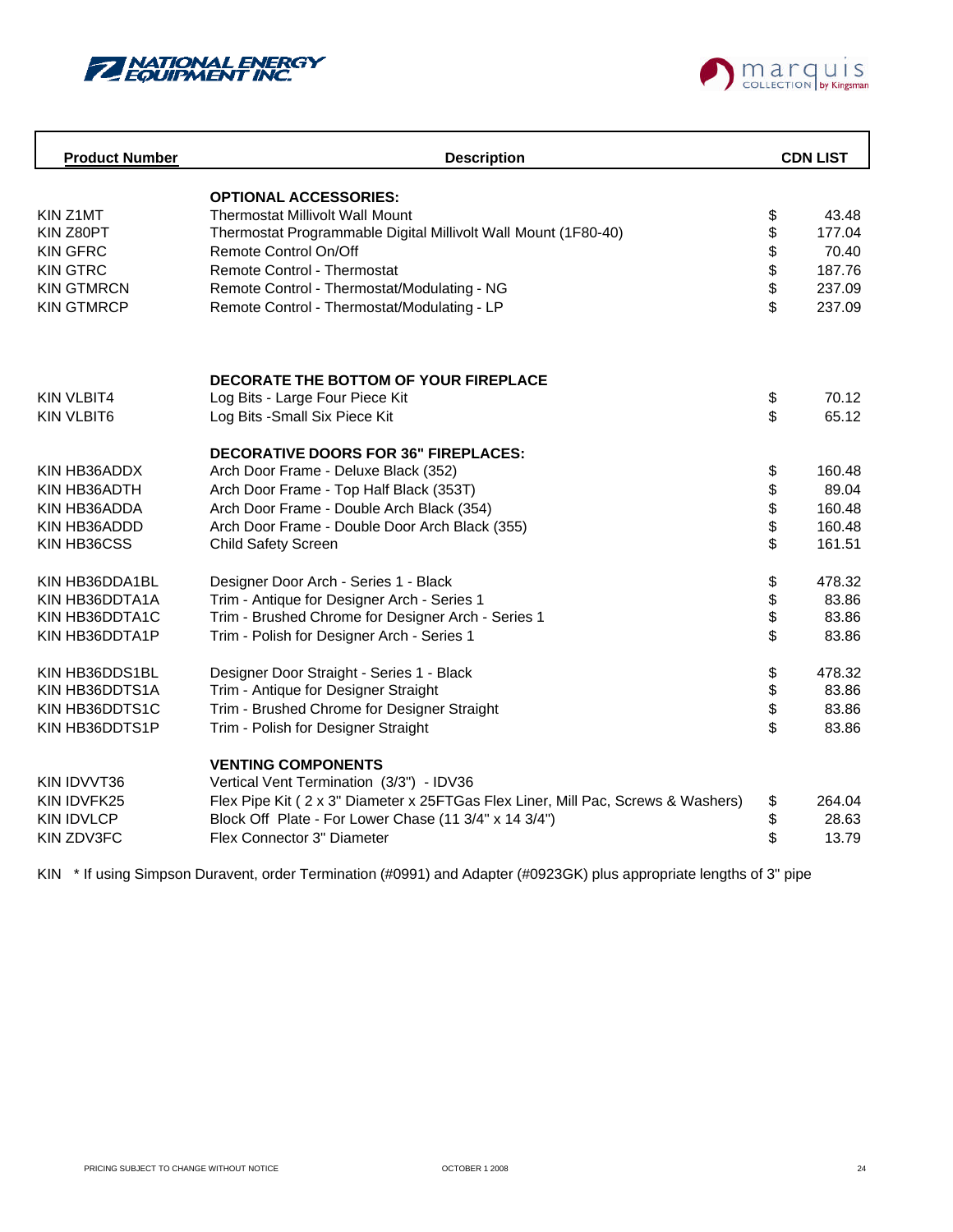NATIONAL ENERGY EQUIPMENT INC.

marquis COLLECTION by Kingsman

| Product Number | Description | CDN LIST |
|---|---|---|
| | **OPTIONAL ACCESSORIES:** | |
| KIN Z1MT | Thermostat Millivolt Wall Mount | $ 43.48 |
| KIN Z80PT | Thermostat Programmable Digital Millivolt Wall Mount (1F80-40) | $ 177.04 |
| KIN GFRC | Remote Control On/Off | $ 70.40 |
| KIN GTRC | Remote Control - Thermostat | $ 187.76 |
| KIN GTMRCN | Remote Control - Thermostat/Modulating - NG | $ 237.09 |
| KIN GTMRCP | Remote Control - Thermostat/Modulating - LP | $ 237.09 |
| | **DECORATE THE BOTTOM OF YOUR FIREPLACE** | |
| KIN VLBIT4 | Log Bits - Large Four Piece Kit | $ 70.12 |
| KIN VLBIT6 | Log Bits -Small Six Piece Kit | $ 65.12 |
| | **DECORATIVE DOORS FOR 36" FIREPLACES:** | |
| KIN HB36ADDX | Arch Door Frame - Deluxe Black (352) | $ 160.48 |
| KIN HB36ADTH | Arch Door Frame - Top Half Black (353T) | $ 89.04 |
| KIN HB36ADDA | Arch Door Frame - Double Arch Black (354) | $ 160.48 |
| KIN HB36ADDD | Arch Door Frame - Double Door Arch Black (355) | $ 160.48 |
| KIN HB36CSS | Child Safety Screen | $ 161.51 |
| KIN HB36DDA1BL | Designer Door Arch - Series 1 - Black | $ 478.32 |
| KIN HB36DDTA1A | Trim - Antique for Designer Arch - Series 1 | $ 83.86 |
| KIN HB36DDTA1C | Trim - Brushed Chrome for Designer Arch - Series 1 | $ 83.86 |
| KIN HB36DDTA1P | Trim - Polish for Designer Arch - Series 1 | $ 83.86 |
| KIN HB36DDS1BL | Designer Door Straight - Series 1 - Black | $ 478.32 |
| KIN HB36DDTS1A | Trim - Antique for Designer Straight | $ 83.86 |
| KIN HB36DDTS1C | Trim - Brushed Chrome for Designer Straight | $ 83.86 |
| KIN HB36DDTS1P | Trim - Polish for Designer Straight | $ 83.86 |
| | **VENTING COMPONENTS** | |
| KIN IDVVT36 | Vertical Vent Termination (3/3") - IDV36 | |
| KIN IDVFK25 | Flex Pipe Kit ( 2 x 3" Diameter x 25FTGas Flex Liner, Mill Pac, Screws & Washers) | $ 264.04 |
| KIN IDVLCP | Block Off Plate - For Lower Chase (11 3/4" x 14 3/4") | $ 28.63 |
| KIN ZDV3FC | Flex Connector 3" Diameter | $ 13.79 |

KIN * If using Simpson Duravent, order Termination (#0991) and Adapter (#0923GK) plus appropriate lengths of 3" pipe

PRICING SUBJECT TO CHANGE WITHOUT NOTICE OCTOBER 1 2008